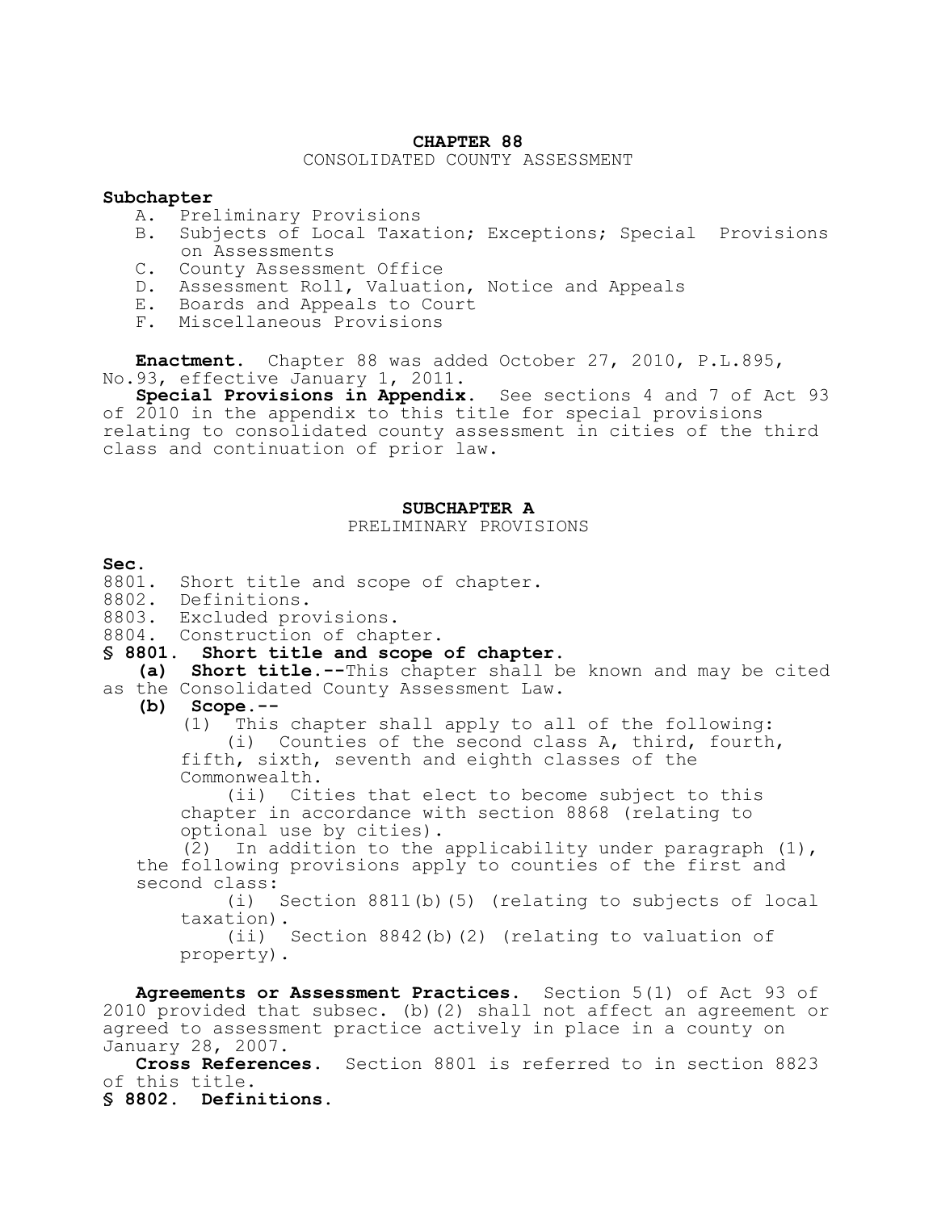# CHAPTER 88

CONSOLIDATED COUNTY ASSESSMENT

**Subchapter**

- A. Preliminary Provisions
- B. Subjects of Local Taxation; Exceptions; Special Provisions on Assessments
- C. County Assessment Office
- D. Assessment Roll, Valuation, Notice and Appeals
- E. Boards and Appeals to Court
- F. Miscellaneous Provisions

**Enactment.** Chapter 88 was added October 27, 2010, P.L.895, No.93, effective January 1, 2011.

**Special Provisions in Appendix.** See sections 4 and 7 of Act 93 of 2010 in the appendix to this title for special provisions relating to consolidated county assessment in cities of the third class and continuation of prior law.

## SUBCHAPTER A

PRELIMINARY PROVISIONS

**Sec.**

8801. Short title and scope of chapter.
8802. Definitions.
8803. Excluded provisions.
8804. Construction of chapter.

### § 8801. Short title and scope of chapter.

**(a) Short title.**--This chapter shall be known and may be cited as the Consolidated County Assessment Law.

**(b) Scope.**--

(1) This chapter shall apply to all of the following:

(i) Counties of the second class A, third, fourth, fifth, sixth, seventh and eighth classes of the Commonwealth.

(ii) Cities that elect to become subject to this chapter in accordance with section 8868 (relating to optional use by cities).

(2) In addition to the applicability under paragraph (1), the following provisions apply to counties of the first and second class:

(i) Section 8811(b)(5) (relating to subjects of local taxation).

(ii) Section 8842(b)(2) (relating to valuation of property).

**Agreements or Assessment Practices.** Section 5(1) of Act 93 of 2010 provided that subsec. (b)(2) shall not affect an agreement or agreed to assessment practice actively in place in a county on January 28, 2007.

**Cross References.** Section 8801 is referred to in section 8823 of this title.

### § 8802. Definitions.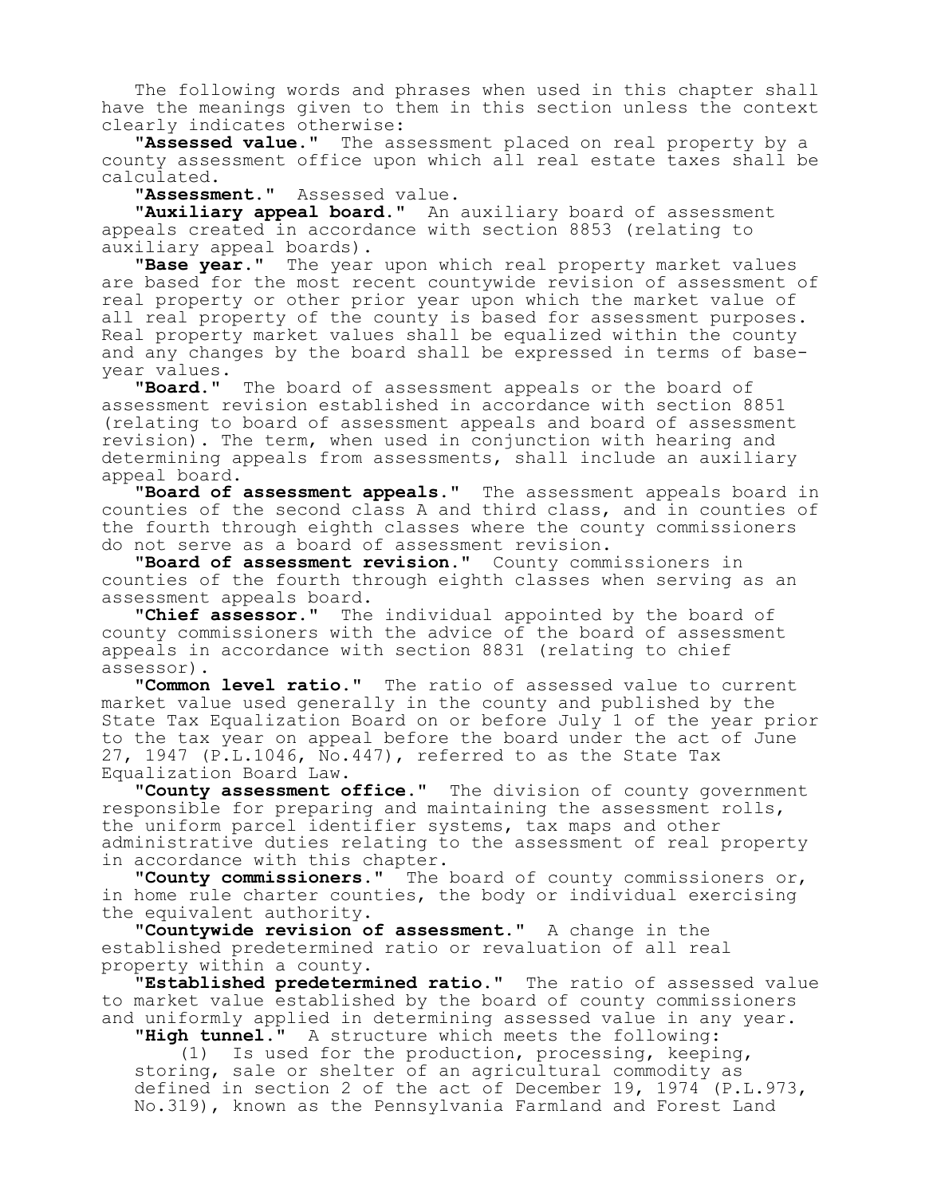The following words and phrases when used in this chapter shall have the meanings given to them in this section unless the context clearly indicates otherwise:

"**Assessed value.**" The assessment placed on real property by a county assessment office upon which all real estate taxes shall be calculated.

"**Assessment.**" Assessed value.

"**Auxiliary appeal board.**" An auxiliary board of assessment appeals created in accordance with section 8853 (relating to auxiliary appeal boards).

"**Base year.**" The year upon which real property market values are based for the most recent countywide revision of assessment of real property or other prior year upon which the market value of all real property of the county is based for assessment purposes. Real property market values shall be equalized within the county and any changes by the board shall be expressed in terms of base-year values.

"**Board.**" The board of assessment appeals or the board of assessment revision established in accordance with section 8851 (relating to board of assessment appeals and board of assessment revision). The term, when used in conjunction with hearing and determining appeals from assessments, shall include an auxiliary appeal board.

"**Board of assessment appeals.**" The assessment appeals board in counties of the second class A and third class, and in counties of the fourth through eighth classes where the county commissioners do not serve as a board of assessment revision.

"**Board of assessment revision.**" County commissioners in counties of the fourth through eighth classes when serving as an assessment appeals board.

"**Chief assessor.**" The individual appointed by the board of county commissioners with the advice of the board of assessment appeals in accordance with section 8831 (relating to chief assessor).

"**Common level ratio.**" The ratio of assessed value to current market value used generally in the county and published by the State Tax Equalization Board on or before July 1 of the year prior to the tax year on appeal before the board under the act of June 27, 1947 (P.L.1046, No.447), referred to as the State Tax Equalization Board Law.

"**County assessment office.**" The division of county government responsible for preparing and maintaining the assessment rolls, the uniform parcel identifier systems, tax maps and other administrative duties relating to the assessment of real property in accordance with this chapter.

"**County commissioners.**" The board of county commissioners or, in home rule charter counties, the body or individual exercising the equivalent authority.

"**Countywide revision of assessment.**" A change in the established predetermined ratio or revaluation of all real property within a county.

"**Established predetermined ratio.**" The ratio of assessed value to market value established by the board of county commissioners and uniformly applied in determining assessed value in any year.

"**High tunnel.**" A structure which meets the following:

(1) Is used for the production, processing, keeping, storing, sale or shelter of an agricultural commodity as defined in section 2 of the act of December 19, 1974 (P.L.973, No.319), known as the Pennsylvania Farmland and Forest Land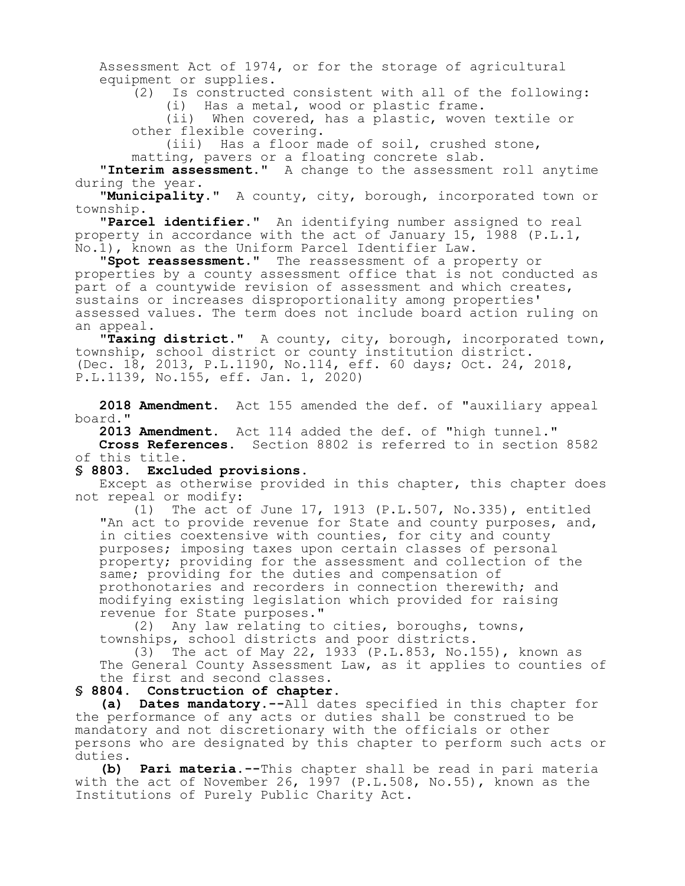Assessment Act of 1974, or for the storage of agricultural equipment or supplies.

(2) Is constructed consistent with all of the following:

(i) Has a metal, wood or plastic frame.

(ii) When covered, has a plastic, woven textile or other flexible covering.

(iii) Has a floor made of soil, crushed stone, matting, pavers or a floating concrete slab.

**"Interim assessment."** A change to the assessment roll anytime during the year.

**"Municipality."** A county, city, borough, incorporated town or township.

**"Parcel identifier."** An identifying number assigned to real property in accordance with the act of January 15, 1988 (P.L.1, No.1), known as the Uniform Parcel Identifier Law.

**"Spot reassessment."** The reassessment of a property or properties by a county assessment office that is not conducted as part of a countywide revision of assessment and which creates, sustains or increases disproportionality among properties' assessed values. The term does not include board action ruling on an appeal.

**"Taxing district."** A county, city, borough, incorporated town, township, school district or county institution district.

(Dec. 18, 2013, P.L.1190, No.114, eff. 60 days; Oct. 24, 2018, P.L.1139, No.155, eff. Jan. 1, 2020)

**2018 Amendment.** Act 155 amended the def. of "auxiliary appeal board."

**2013 Amendment.** Act 114 added the def. of "high tunnel."

**Cross References.** Section 8802 is referred to in section 8582 of this title.

### § 8803. Excluded provisions.

Except as otherwise provided in this chapter, this chapter does not repeal or modify:

(1) The act of June 17, 1913 (P.L.507, No.335), entitled "An act to provide revenue for State and county purposes, and, in cities coextensive with counties, for city and county purposes; imposing taxes upon certain classes of personal property; providing for the assessment and collection of the same; providing for the duties and compensation of prothonotaries and recorders in connection therewith; and modifying existing legislation which provided for raising revenue for State purposes."

(2) Any law relating to cities, boroughs, towns, townships, school districts and poor districts.

(3) The act of May 22, 1933 (P.L.853, No.155), known as The General County Assessment Law, as it applies to counties of the first and second classes.

### § 8804. Construction of chapter.

**(a) Dates mandatory.--**All dates specified in this chapter for the performance of any acts or duties shall be construed to be mandatory and not discretionary with the officials or other persons who are designated by this chapter to perform such acts or duties.

**(b) Pari materia.--**This chapter shall be read in pari materia with the act of November 26, 1997 (P.L.508, No.55), known as the Institutions of Purely Public Charity Act.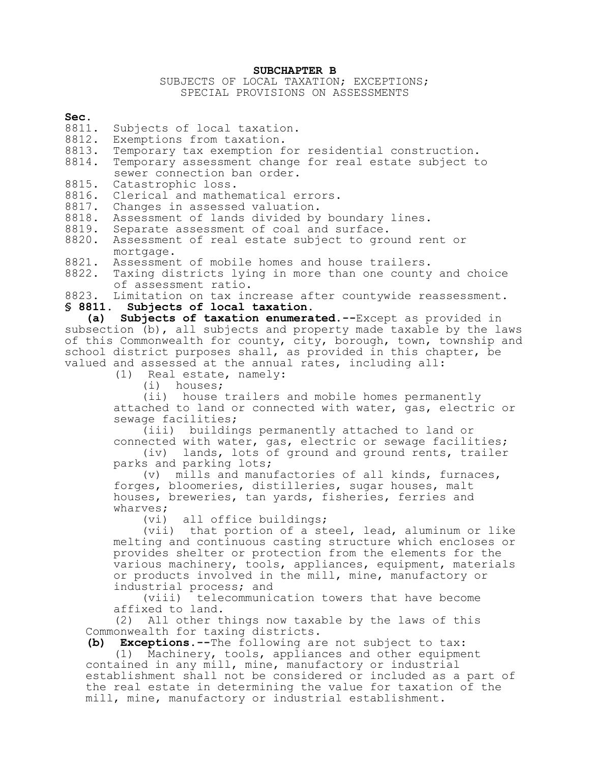## SUBCHAPTER B

SUBJECTS OF LOCAL TAXATION; EXCEPTIONS;
SPECIAL PROVISIONS ON ASSESSMENTS

**Sec.**

8811. Subjects of local taxation.
8812. Exemptions from taxation.
8813. Temporary tax exemption for residential construction.
8814. Temporary assessment change for real estate subject to sewer connection ban order.
8815. Catastrophic loss.
8816. Clerical and mathematical errors.
8817. Changes in assessed valuation.
8818. Assessment of lands divided by boundary lines.
8819. Separate assessment of coal and surface.
8820. Assessment of real estate subject to ground rent or mortgage.
8821. Assessment of mobile homes and house trailers.
8822. Taxing districts lying in more than one county and choice of assessment ratio.
8823. Limitation on tax increase after countywide reassessment.

### § 8811. Subjects of local taxation.

**(a) Subjects of taxation enumerated.--**Except as provided in subsection (b), all subjects and property made taxable by the laws of this Commonwealth for county, city, borough, town, township and school district purposes shall, as provided in this chapter, be valued and assessed at the annual rates, including all:

(1) Real estate, namely:

(i) houses;

(ii) house trailers and mobile homes permanently attached to land or connected with water, gas, electric or sewage facilities;

(iii) buildings permanently attached to land or connected with water, gas, electric or sewage facilities;

(iv) lands, lots of ground and ground rents, trailer parks and parking lots;

(v) mills and manufactories of all kinds, furnaces, forges, bloomeries, distilleries, sugar houses, malt houses, breweries, tan yards, fisheries, ferries and wharves;

(vi) all office buildings;

(vii) that portion of a steel, lead, aluminum or like melting and continuous casting structure which encloses or provides shelter or protection from the elements for the various machinery, tools, appliances, equipment, materials or products involved in the mill, mine, manufactory or industrial process; and

(viii) telecommunication towers that have become affixed to land.

(2) All other things now taxable by the laws of this Commonwealth for taxing districts.

**(b) Exceptions.--**The following are not subject to tax:

(1) Machinery, tools, appliances and other equipment contained in any mill, mine, manufactory or industrial establishment shall not be considered or included as a part of the real estate in determining the value for taxation of the mill, mine, manufactory or industrial establishment.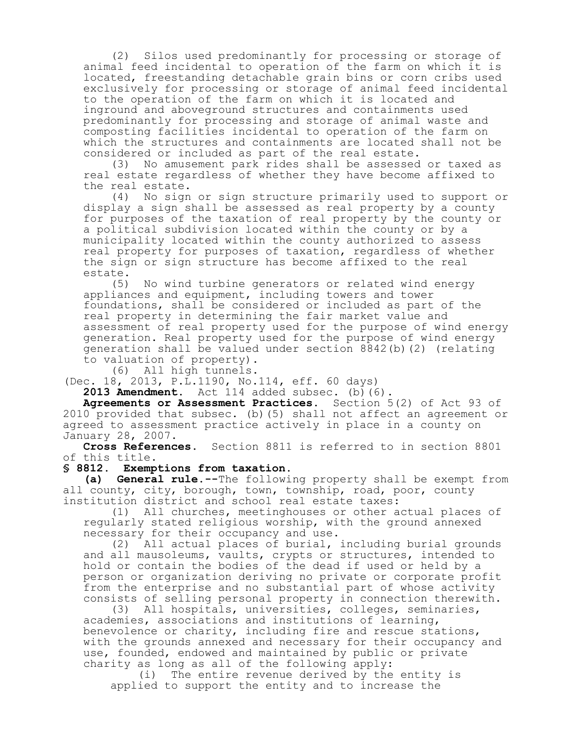(2) Silos used predominantly for processing or storage of animal feed incidental to operation of the farm on which it is located, freestanding detachable grain bins or corn cribs used exclusively for processing or storage of animal feed incidental to the operation of the farm on which it is located and inground and aboveground structures and containments used predominantly for processing and storage of animal waste and composting facilities incidental to operation of the farm on which the structures and containments are located shall not be considered or included as part of the real estate.

(3) No amusement park rides shall be assessed or taxed as real estate regardless of whether they have become affixed to the real estate.

(4) No sign or sign structure primarily used to support or display a sign shall be assessed as real property by a county for purposes of the taxation of real property by the county or a political subdivision located within the county or by a municipality located within the county authorized to assess real property for purposes of taxation, regardless of whether the sign or sign structure has become affixed to the real estate.

(5) No wind turbine generators or related wind energy appliances and equipment, including towers and tower foundations, shall be considered or included as part of the real property in determining the fair market value and assessment of real property used for the purpose of wind energy generation. Real property used for the purpose of wind energy generation shall be valued under section 8842(b)(2) (relating to valuation of property).

(6) All high tunnels.

(Dec. 18, 2013, P.L.1190, No.114, eff. 60 days)

**2013 Amendment.** Act 114 added subsec. (b)(6).

**Agreements or Assessment Practices.** Section 5(2) of Act 93 of 2010 provided that subsec. (b)(5) shall not affect an agreement or agreed to assessment practice actively in place in a county on January 28, 2007.

**Cross References.** Section 8811 is referred to in section 8801 of this title.

## § 8812. Exemptions from taxation.

**(a) General rule.**--The following property shall be exempt from all county, city, borough, town, township, road, poor, county institution district and school real estate taxes:

(1) All churches, meetinghouses or other actual places of regularly stated religious worship, with the ground annexed necessary for their occupancy and use.

(2) All actual places of burial, including burial grounds and all mausoleums, vaults, crypts or structures, intended to hold or contain the bodies of the dead if used or held by a person or organization deriving no private or corporate profit from the enterprise and no substantial part of whose activity consists of selling personal property in connection therewith.

(3) All hospitals, universities, colleges, seminaries, academies, associations and institutions of learning, benevolence or charity, including fire and rescue stations, with the grounds annexed and necessary for their occupancy and use, founded, endowed and maintained by public or private charity as long as all of the following apply:

(i) The entire revenue derived by the entity is applied to support the entity and to increase the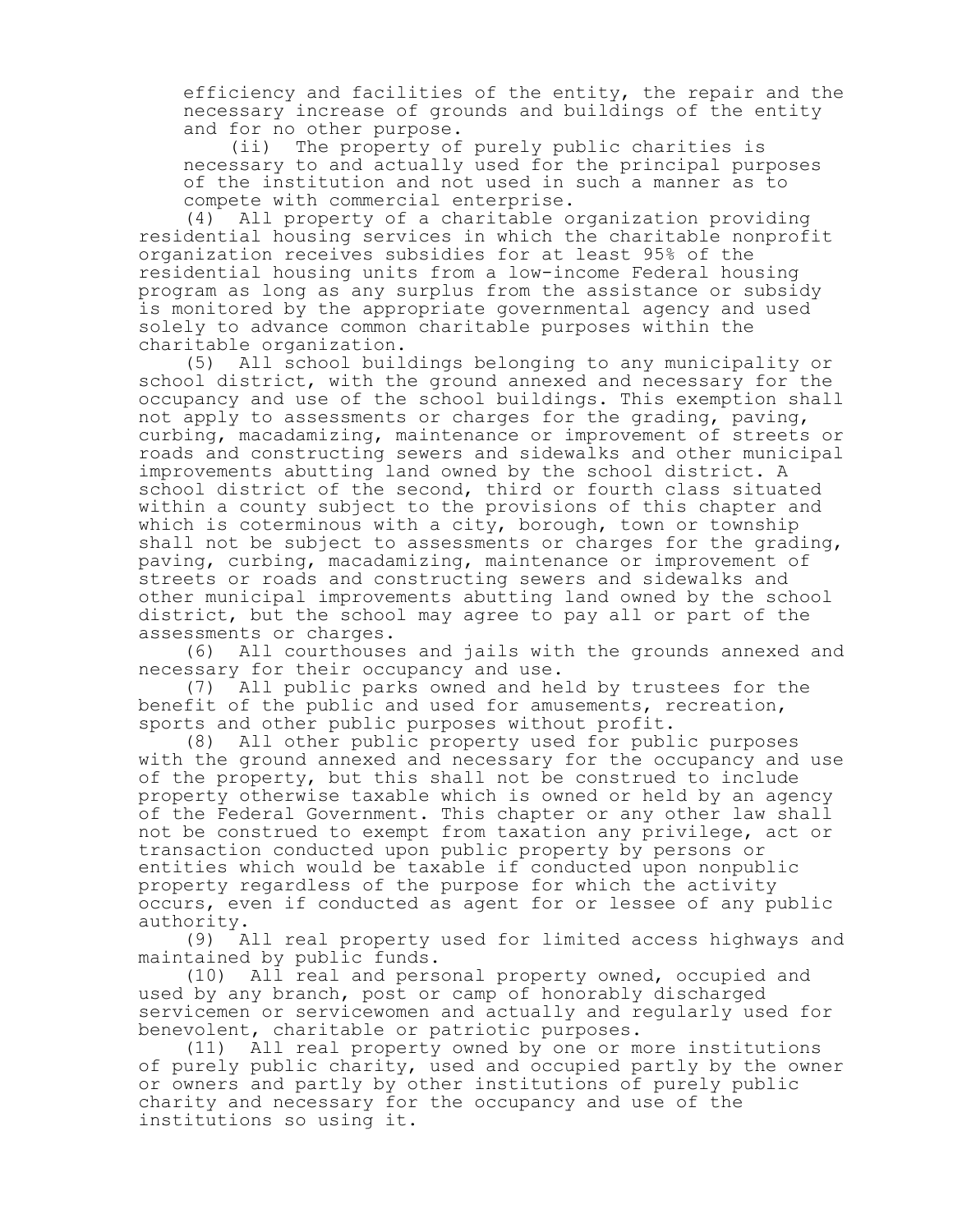efficiency and facilities of the entity, the repair and the necessary increase of grounds and buildings of the entity and for no other purpose.

(ii) The property of purely public charities is necessary to and actually used for the principal purposes of the institution and not used in such a manner as to compete with commercial enterprise.

(4) All property of a charitable organization providing residential housing services in which the charitable nonprofit organization receives subsidies for at least 95% of the residential housing units from a low-income Federal housing program as long as any surplus from the assistance or subsidy is monitored by the appropriate governmental agency and used solely to advance common charitable purposes within the charitable organization.

(5) All school buildings belonging to any municipality or school district, with the ground annexed and necessary for the occupancy and use of the school buildings. This exemption shall not apply to assessments or charges for the grading, paving, curbing, macadamizing, maintenance or improvement of streets or roads and constructing sewers and sidewalks and other municipal improvements abutting land owned by the school district. A school district of the second, third or fourth class situated within a county subject to the provisions of this chapter and which is coterminous with a city, borough, town or township shall not be subject to assessments or charges for the grading, paving, curbing, macadamizing, maintenance or improvement of streets or roads and constructing sewers and sidewalks and other municipal improvements abutting land owned by the school district, but the school may agree to pay all or part of the assessments or charges.

(6) All courthouses and jails with the grounds annexed and necessary for their occupancy and use.

(7) All public parks owned and held by trustees for the benefit of the public and used for amusements, recreation, sports and other public purposes without profit.

(8) All other public property used for public purposes with the ground annexed and necessary for the occupancy and use of the property, but this shall not be construed to include property otherwise taxable which is owned or held by an agency of the Federal Government. This chapter or any other law shall not be construed to exempt from taxation any privilege, act or transaction conducted upon public property by persons or entities which would be taxable if conducted upon nonpublic property regardless of the purpose for which the activity occurs, even if conducted as agent for or lessee of any public authority.

(9) All real property used for limited access highways and maintained by public funds.

(10) All real and personal property owned, occupied and used by any branch, post or camp of honorably discharged servicemen or servicewomen and actually and regularly used for benevolent, charitable or patriotic purposes.

(11) All real property owned by one or more institutions of purely public charity, used and occupied partly by the owner or owners and partly by other institutions of purely public charity and necessary for the occupancy and use of the institutions so using it.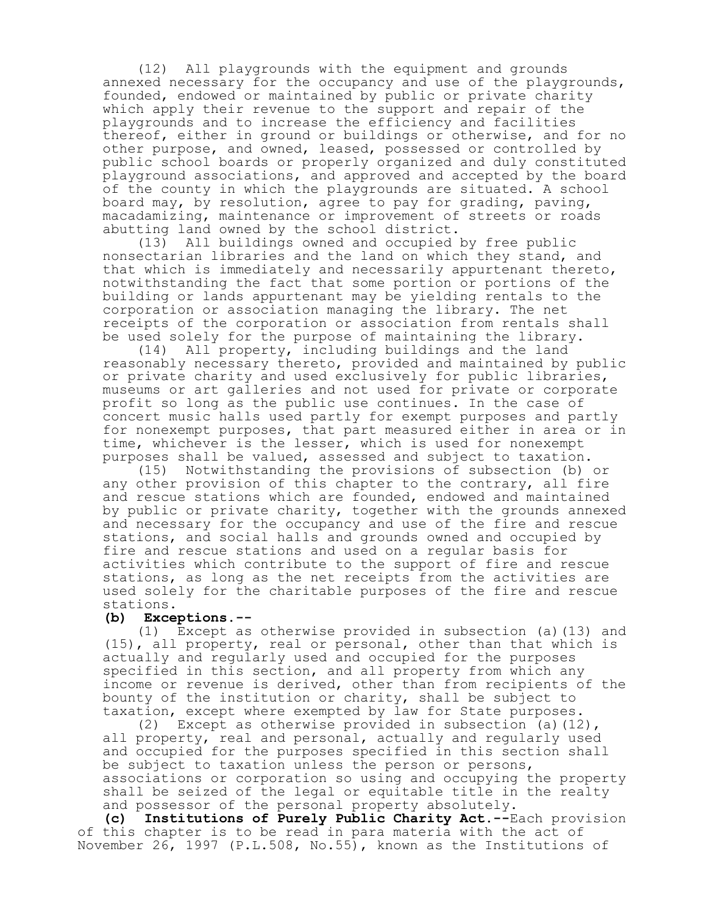(12) All playgrounds with the equipment and grounds annexed necessary for the occupancy and use of the playgrounds, founded, endowed or maintained by public or private charity which apply their revenue to the support and repair of the playgrounds and to increase the efficiency and facilities thereof, either in ground or buildings or otherwise, and for no other purpose, and owned, leased, possessed or controlled by public school boards or properly organized and duly constituted playground associations, and approved and accepted by the board of the county in which the playgrounds are situated. A school board may, by resolution, agree to pay for grading, paving, macadamizing, maintenance or improvement of streets or roads abutting land owned by the school district.

(13) All buildings owned and occupied by free public nonsectarian libraries and the land on which they stand, and that which is immediately and necessarily appurtenant thereto, notwithstanding the fact that some portion or portions of the building or lands appurtenant may be yielding rentals to the corporation or association managing the library. The net receipts of the corporation or association from rentals shall be used solely for the purpose of maintaining the library.

(14) All property, including buildings and the land reasonably necessary thereto, provided and maintained by public or private charity and used exclusively for public libraries, museums or art galleries and not used for private or corporate profit so long as the public use continues. In the case of concert music halls used partly for exempt purposes and partly for nonexempt purposes, that part measured either in area or in time, whichever is the lesser, which is used for nonexempt purposes shall be valued, assessed and subject to taxation.

(15) Notwithstanding the provisions of subsection (b) or any other provision of this chapter to the contrary, all fire and rescue stations which are founded, endowed and maintained by public or private charity, together with the grounds annexed and necessary for the occupancy and use of the fire and rescue stations, and social halls and grounds owned and occupied by fire and rescue stations and used on a regular basis for activities which contribute to the support of fire and rescue stations, as long as the net receipts from the activities are used solely for the charitable purposes of the fire and rescue stations.

**(b) Exceptions.--**

(1) Except as otherwise provided in subsection (a)(13) and (15), all property, real or personal, other than that which is actually and regularly used and occupied for the purposes specified in this section, and all property from which any income or revenue is derived, other than from recipients of the bounty of the institution or charity, shall be subject to taxation, except where exempted by law for State purposes.

(2) Except as otherwise provided in subsection (a)(12), all property, real and personal, actually and regularly used and occupied for the purposes specified in this section shall be subject to taxation unless the person or persons, associations or corporation so using and occupying the property shall be seized of the legal or equitable title in the realty and possessor of the personal property absolutely.

**(c) Institutions of Purely Public Charity Act.--**Each provision of this chapter is to be read in para materia with the act of November 26, 1997 (P.L.508, No.55), known as the Institutions of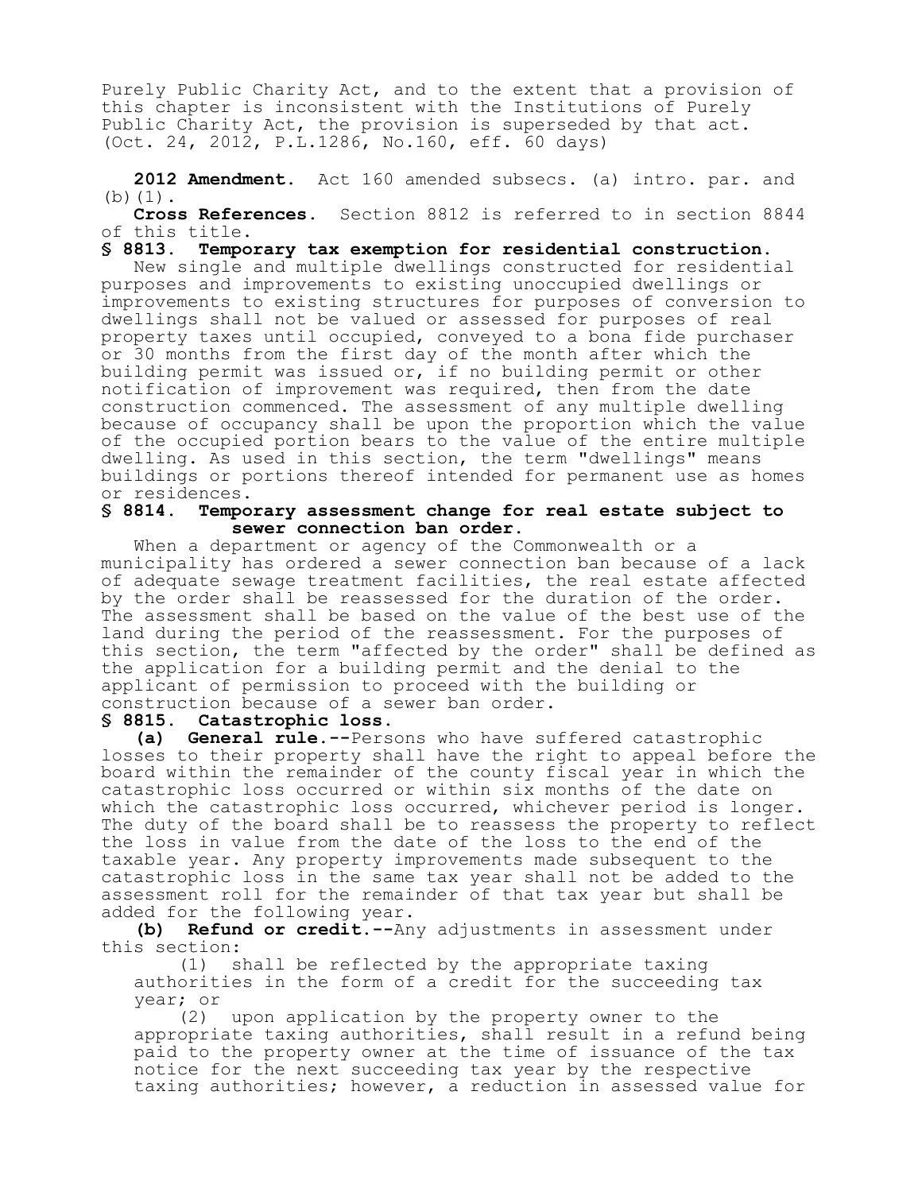Purely Public Charity Act, and to the extent that a provision of this chapter is inconsistent with the Institutions of Purely Public Charity Act, the provision is superseded by that act.
(Oct. 24, 2012, P.L.1286, No.160, eff. 60 days)

**2012 Amendment.** Act 160 amended subsecs. (a) intro. par. and (b)(1).

**Cross References.** Section 8812 is referred to in section 8844 of this title.

**§ 8813. Temporary tax exemption for residential construction.**

New single and multiple dwellings constructed for residential purposes and improvements to existing unoccupied dwellings or improvements to existing structures for purposes of conversion to dwellings shall not be valued or assessed for purposes of real property taxes until occupied, conveyed to a bona fide purchaser or 30 months from the first day of the month after which the building permit was issued or, if no building permit or other notification of improvement was required, then from the date construction commenced. The assessment of any multiple dwelling because of occupancy shall be upon the proportion which the value of the occupied portion bears to the value of the entire multiple dwelling. As used in this section, the term "dwellings" means buildings or portions thereof intended for permanent use as homes or residences.

**§ 8814. Temporary assessment change for real estate subject to sewer connection ban order.**

When a department or agency of the Commonwealth or a municipality has ordered a sewer connection ban because of a lack of adequate sewage treatment facilities, the real estate affected by the order shall be reassessed for the duration of the order. The assessment shall be based on the value of the best use of the land during the period of the reassessment. For the purposes of this section, the term "affected by the order" shall be defined as the application for a building permit and the denial to the applicant of permission to proceed with the building or construction because of a sewer ban order.

**§ 8815. Catastrophic loss.**

**(a) General rule.--**Persons who have suffered catastrophic losses to their property shall have the right to appeal before the board within the remainder of the county fiscal year in which the catastrophic loss occurred or within six months of the date on which the catastrophic loss occurred, whichever period is longer. The duty of the board shall be to reassess the property to reflect the loss in value from the date of the loss to the end of the taxable year. Any property improvements made subsequent to the catastrophic loss in the same tax year shall not be added to the assessment roll for the remainder of that tax year but shall be added for the following year.

**(b) Refund or credit.--**Any adjustments in assessment under this section:

(1) shall be reflected by the appropriate taxing authorities in the form of a credit for the succeeding tax year; or

(2) upon application by the property owner to the appropriate taxing authorities, shall result in a refund being paid to the property owner at the time of issuance of the tax notice for the next succeeding tax year by the respective taxing authorities; however, a reduction in assessed value for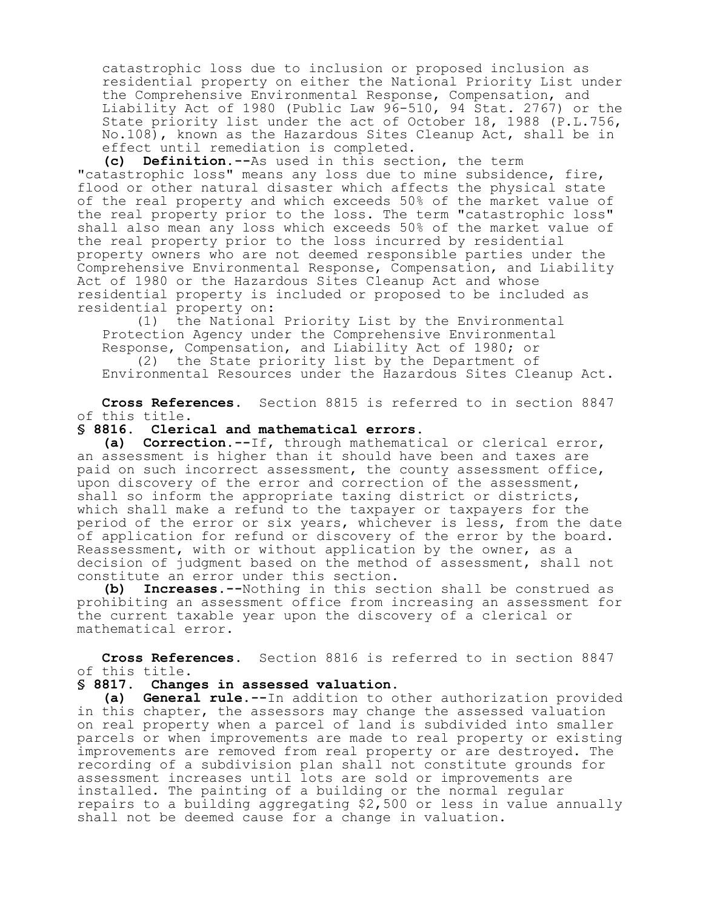catastrophic loss due to inclusion or proposed inclusion as residential property on either the National Priority List under the Comprehensive Environmental Response, Compensation, and Liability Act of 1980 (Public Law 96-510, 94 Stat. 2767) or the State priority list under the act of October 18, 1988 (P.L.756, No.108), known as the Hazardous Sites Cleanup Act, shall be in effect until remediation is completed.

**(c) Definition.--**As used in this section, the term "catastrophic loss" means any loss due to mine subsidence, fire, flood or other natural disaster which affects the physical state of the real property and which exceeds 50% of the market value of the real property prior to the loss. The term "catastrophic loss" shall also mean any loss which exceeds 50% of the market value of the real property prior to the loss incurred by residential property owners who are not deemed responsible parties under the Comprehensive Environmental Response, Compensation, and Liability Act of 1980 or the Hazardous Sites Cleanup Act and whose residential property is included or proposed to be included as residential property on:

(1) the National Priority List by the Environmental Protection Agency under the Comprehensive Environmental Response, Compensation, and Liability Act of 1980; or

(2) the State priority list by the Department of Environmental Resources under the Hazardous Sites Cleanup Act.

**Cross References.** Section 8815 is referred to in section 8847 of this title.

**§ 8816. Clerical and mathematical errors.**

**(a) Correction.--**If, through mathematical or clerical error, an assessment is higher than it should have been and taxes are paid on such incorrect assessment, the county assessment office, upon discovery of the error and correction of the assessment, shall so inform the appropriate taxing district or districts, which shall make a refund to the taxpayer or taxpayers for the period of the error or six years, whichever is less, from the date of application for refund or discovery of the error by the board. Reassessment, with or without application by the owner, as a decision of judgment based on the method of assessment, shall not constitute an error under this section.

**(b) Increases.--**Nothing in this section shall be construed as prohibiting an assessment office from increasing an assessment for the current taxable year upon the discovery of a clerical or mathematical error.

**Cross References.** Section 8816 is referred to in section 8847 of this title.

**§ 8817. Changes in assessed valuation.**

**(a) General rule.--**In addition to other authorization provided in this chapter, the assessors may change the assessed valuation on real property when a parcel of land is subdivided into smaller parcels or when improvements are made to real property or existing improvements are removed from real property or are destroyed. The recording of a subdivision plan shall not constitute grounds for assessment increases until lots are sold or improvements are installed. The painting of a building or the normal regular repairs to a building aggregating $2,500 or less in value annually shall not be deemed cause for a change in valuation.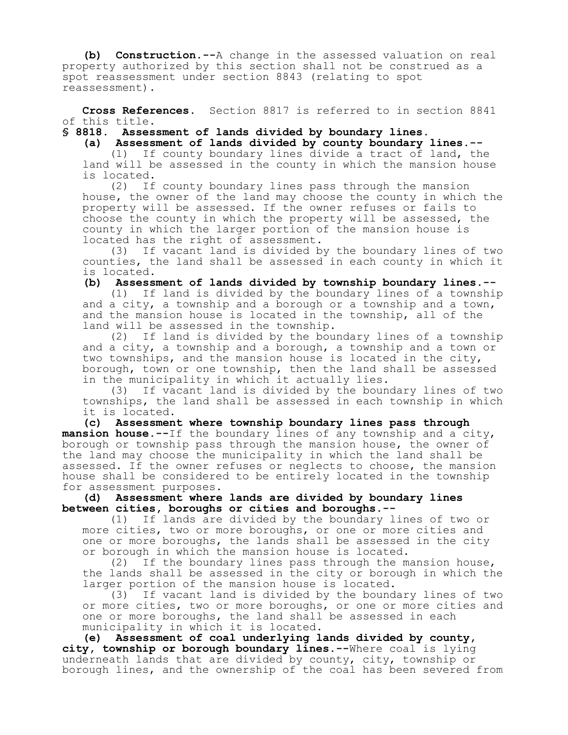**(b) Construction.**--A change in the assessed valuation on real property authorized by this section shall not be construed as a spot reassessment under section 8843 (relating to spot reassessment).

**Cross References.** Section 8817 is referred to in section 8841 of this title.

### § 8818. Assessment of lands divided by boundary lines.

**(a) Assessment of lands divided by county boundary lines.**--

(1) If county boundary lines divide a tract of land, the land will be assessed in the county in which the mansion house is located.

(2) If county boundary lines pass through the mansion house, the owner of the land may choose the county in which the property will be assessed. If the owner refuses or fails to choose the county in which the property will be assessed, the county in which the larger portion of the mansion house is located has the right of assessment.

(3) If vacant land is divided by the boundary lines of two counties, the land shall be assessed in each county in which it is located.

**(b) Assessment of lands divided by township boundary lines.**--

(1) If land is divided by the boundary lines of a township and a city, a township and a borough or a township and a town, and the mansion house is located in the township, all of the land will be assessed in the township.

(2) If land is divided by the boundary lines of a township and a city, a township and a borough, a township and a town or two townships, and the mansion house is located in the city, borough, town or one township, then the land shall be assessed in the municipality in which it actually lies.

(3) If vacant land is divided by the boundary lines of two townships, the land shall be assessed in each township in which it is located.

**(c) Assessment where township boundary lines pass through mansion house.**--If the boundary lines of any township and a city, borough or township pass through the mansion house, the owner of the land may choose the municipality in which the land shall be assessed. If the owner refuses or neglects to choose, the mansion house shall be considered to be entirely located in the township for assessment purposes.

**(d) Assessment where lands are divided by boundary lines between cities, boroughs or cities and boroughs.**--

(1) If lands are divided by the boundary lines of two or more cities, two or more boroughs, or one or more cities and one or more boroughs, the lands shall be assessed in the city or borough in which the mansion house is located.

(2) If the boundary lines pass through the mansion house, the lands shall be assessed in the city or borough in which the larger portion of the mansion house is located.

(3) If vacant land is divided by the boundary lines of two or more cities, two or more boroughs, or one or more cities and one or more boroughs, the land shall be assessed in each municipality in which it is located.

**(e) Assessment of coal underlying lands divided by county, city, township or borough boundary lines.**--Where coal is lying underneath lands that are divided by county, city, township or borough lines, and the ownership of the coal has been severed from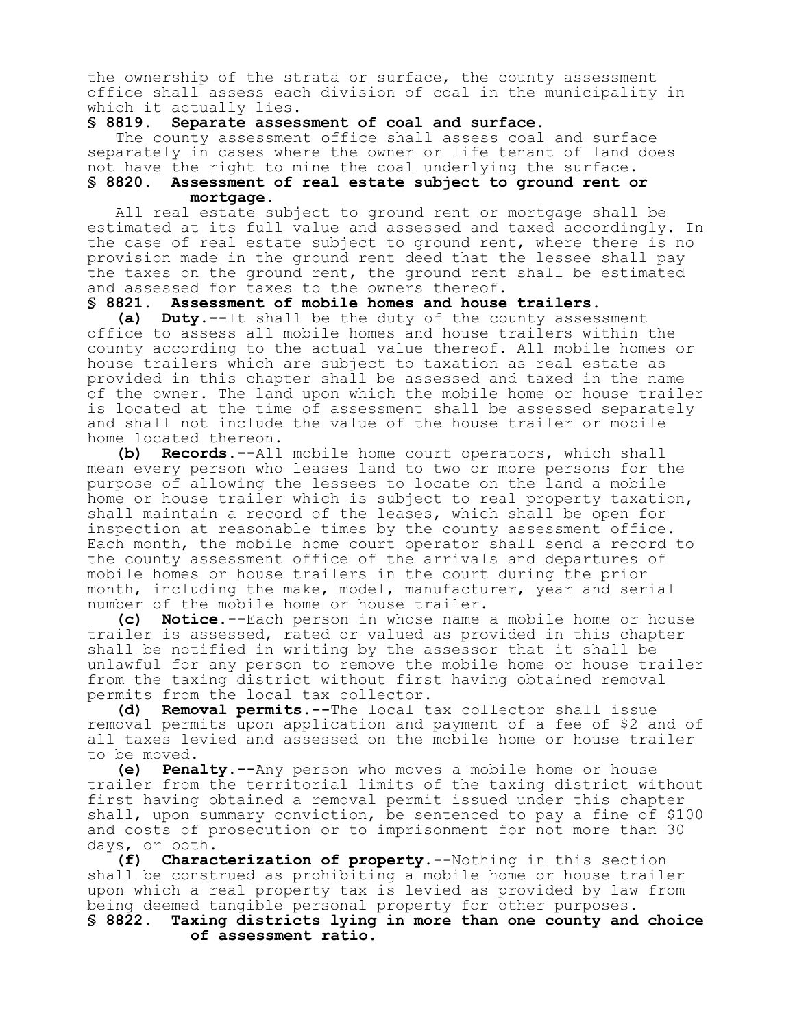the ownership of the strata or surface, the county assessment office shall assess each division of coal in the municipality in which it actually lies.

**§ 8819. Separate assessment of coal and surface.**

The county assessment office shall assess coal and surface separately in cases where the owner or life tenant of land does not have the right to mine the coal underlying the surface.

**§ 8820. Assessment of real estate subject to ground rent or mortgage.**

All real estate subject to ground rent or mortgage shall be estimated at its full value and assessed and taxed accordingly. In the case of real estate subject to ground rent, where there is no provision made in the ground rent deed that the lessee shall pay the taxes on the ground rent, the ground rent shall be estimated and assessed for taxes to the owners thereof.

**§ 8821. Assessment of mobile homes and house trailers.**

**(a) Duty.**--It shall be the duty of the county assessment office to assess all mobile homes and house trailers within the county according to the actual value thereof. All mobile homes or house trailers which are subject to taxation as real estate as provided in this chapter shall be assessed and taxed in the name of the owner. The land upon which the mobile home or house trailer is located at the time of assessment shall be assessed separately and shall not include the value of the house trailer or mobile home located thereon.

**(b) Records.**--All mobile home court operators, which shall mean every person who leases land to two or more persons for the purpose of allowing the lessees to locate on the land a mobile home or house trailer which is subject to real property taxation, shall maintain a record of the leases, which shall be open for inspection at reasonable times by the county assessment office. Each month, the mobile home court operator shall send a record to the county assessment office of the arrivals and departures of mobile homes or house trailers in the court during the prior month, including the make, model, manufacturer, year and serial number of the mobile home or house trailer.

**(c) Notice.**--Each person in whose name a mobile home or house trailer is assessed, rated or valued as provided in this chapter shall be notified in writing by the assessor that it shall be unlawful for any person to remove the mobile home or house trailer from the taxing district without first having obtained removal permits from the local tax collector.

**(d) Removal permits.**--The local tax collector shall issue removal permits upon application and payment of a fee of $2 and of all taxes levied and assessed on the mobile home or house trailer to be moved.

**(e) Penalty.**--Any person who moves a mobile home or house trailer from the territorial limits of the taxing district without first having obtained a removal permit issued under this chapter shall, upon summary conviction, be sentenced to pay a fine of $100 and costs of prosecution or to imprisonment for not more than 30 days, or both.

**(f) Characterization of property.**--Nothing in this section shall be construed as prohibiting a mobile home or house trailer upon which a real property tax is levied as provided by law from being deemed tangible personal property for other purposes.

**§ 8822. Taxing districts lying in more than one county and choice of assessment ratio.**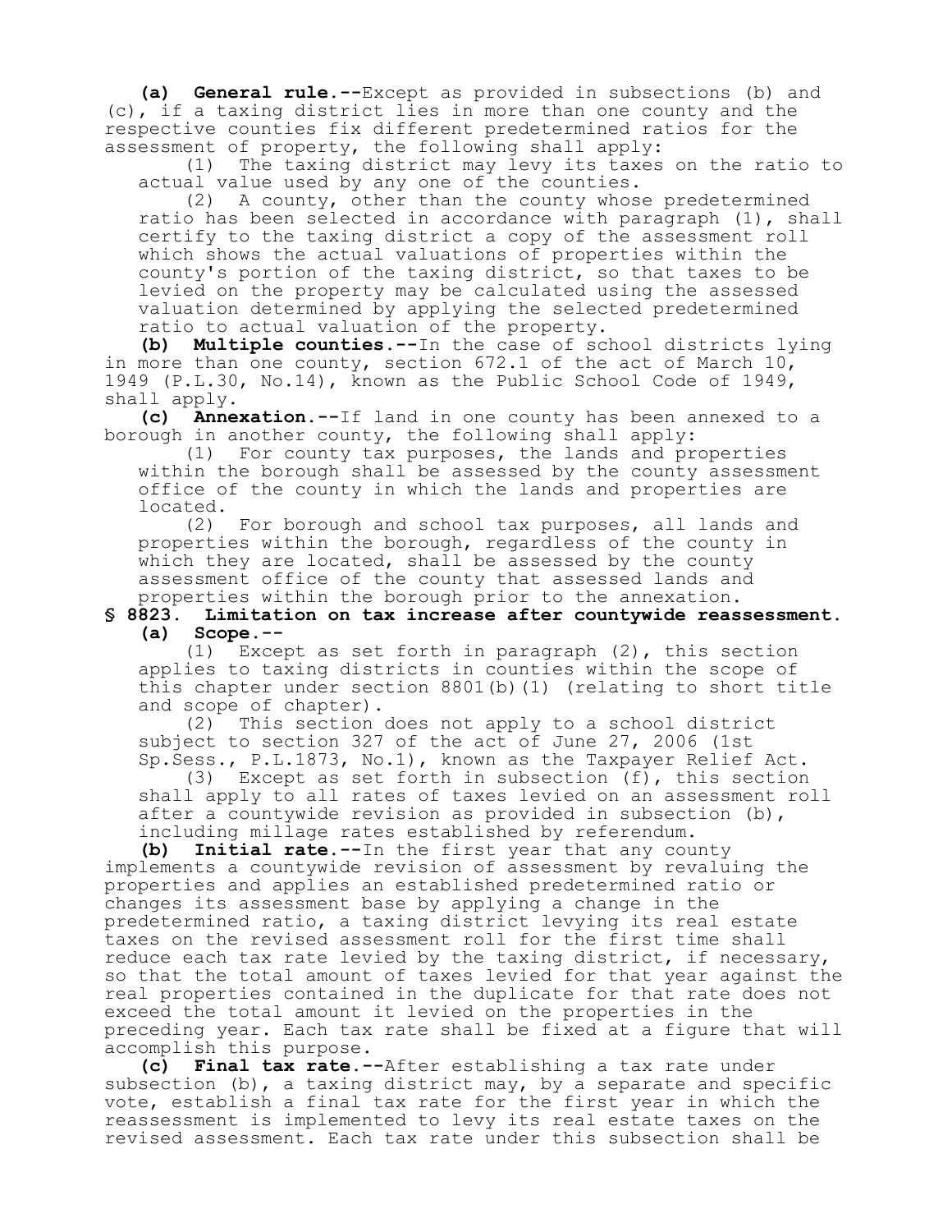**(a) General rule.**--Except as provided in subsections (b) and (c), if a taxing district lies in more than one county and the respective counties fix different predetermined ratios for the assessment of property, the following shall apply:

(1) The taxing district may levy its taxes on the ratio to actual value used by any one of the counties.

(2) A county, other than the county whose predetermined ratio has been selected in accordance with paragraph (1), shall certify to the taxing district a copy of the assessment roll which shows the actual valuations of properties within the county's portion of the taxing district, so that taxes to be levied on the property may be calculated using the assessed valuation determined by applying the selected predetermined ratio to actual valuation of the property.

**(b) Multiple counties.**--In the case of school districts lying in more than one county, section 672.1 of the act of March 10, 1949 (P.L.30, No.14), known as the Public School Code of 1949, shall apply.

**(c) Annexation.**--If land in one county has been annexed to a borough in another county, the following shall apply:

(1) For county tax purposes, the lands and properties within the borough shall be assessed by the county assessment office of the county in which the lands and properties are located.

(2) For borough and school tax purposes, all lands and properties within the borough, regardless of the county in which they are located, shall be assessed by the county assessment office of the county that assessed lands and properties within the borough prior to the annexation.

## § 8823. Limitation on tax increase after countywide reassessment.

**(a) Scope.**--

(1) Except as set forth in paragraph (2), this section applies to taxing districts in counties within the scope of this chapter under section 8801(b)(1) (relating to short title and scope of chapter).

(2) This section does not apply to a school district subject to section 327 of the act of June 27, 2006 (1st Sp.Sess., P.L.1873, No.1), known as the Taxpayer Relief Act.

(3) Except as set forth in subsection (f), this section shall apply to all rates of taxes levied on an assessment roll after a countywide revision as provided in subsection (b), including millage rates established by referendum.

**(b) Initial rate.**--In the first year that any county implements a countywide revision of assessment by revaluing the properties and applies an established predetermined ratio or changes its assessment base by applying a change in the predetermined ratio, a taxing district levying its real estate taxes on the revised assessment roll for the first time shall reduce each tax rate levied by the taxing district, if necessary, so that the total amount of taxes levied for that year against the real properties contained in the duplicate for that rate does not exceed the total amount it levied on the properties in the preceding year. Each tax rate shall be fixed at a figure that will accomplish this purpose.

**(c) Final tax rate.**--After establishing a tax rate under subsection (b), a taxing district may, by a separate and specific vote, establish a final tax rate for the first year in which the reassessment is implemented to levy its real estate taxes on the revised assessment. Each tax rate under this subsection shall be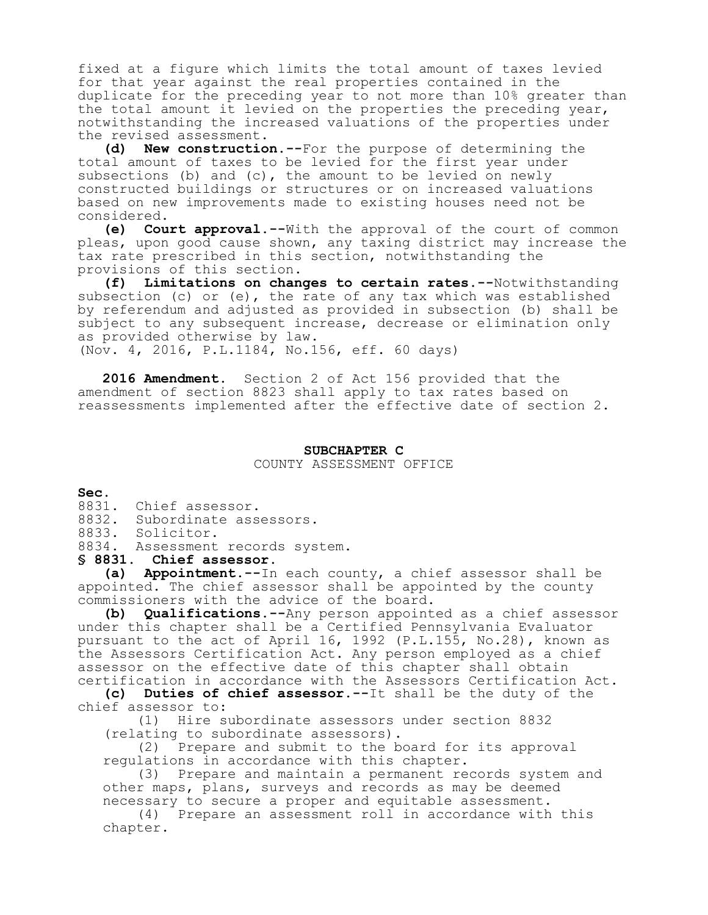fixed at a figure which limits the total amount of taxes levied for that year against the real properties contained in the duplicate for the preceding year to not more than 10% greater than the total amount it levied on the properties the preceding year, notwithstanding the increased valuations of the properties under the revised assessment.

**(d) New construction.**--For the purpose of determining the total amount of taxes to be levied for the first year under subsections (b) and (c), the amount to be levied on newly constructed buildings or structures or on increased valuations based on new improvements made to existing houses need not be considered.

**(e) Court approval.**--With the approval of the court of common pleas, upon good cause shown, any taxing district may increase the tax rate prescribed in this section, notwithstanding the provisions of this section.

**(f) Limitations on changes to certain rates.**--Notwithstanding subsection (c) or (e), the rate of any tax which was established by referendum and adjusted as provided in subsection (b) shall be subject to any subsequent increase, decrease or elimination only as provided otherwise by law.

(Nov. 4, 2016, P.L.1184, No.156, eff. 60 days)

**2016 Amendment.** Section 2 of Act 156 provided that the amendment of section 8823 shall apply to tax rates based on reassessments implemented after the effective date of section 2.

## SUBCHAPTER C
COUNTY ASSESSMENT OFFICE

**Sec.**
8831. Chief assessor.
8832. Subordinate assessors.
8833. Solicitor.
8834. Assessment records system.

### § 8831. Chief assessor.

**(a) Appointment.**--In each county, a chief assessor shall be appointed. The chief assessor shall be appointed by the county commissioners with the advice of the board.

**(b) Qualifications.**--Any person appointed as a chief assessor under this chapter shall be a Certified Pennsylvania Evaluator pursuant to the act of April 16, 1992 (P.L.155, No.28), known as the Assessors Certification Act. Any person employed as a chief assessor on the effective date of this chapter shall obtain certification in accordance with the Assessors Certification Act.

**(c) Duties of chief assessor.**--It shall be the duty of the chief assessor to:

(1) Hire subordinate assessors under section 8832 (relating to subordinate assessors).

(2) Prepare and submit to the board for its approval regulations in accordance with this chapter.

(3) Prepare and maintain a permanent records system and other maps, plans, surveys and records as may be deemed necessary to secure a proper and equitable assessment.

(4) Prepare an assessment roll in accordance with this chapter.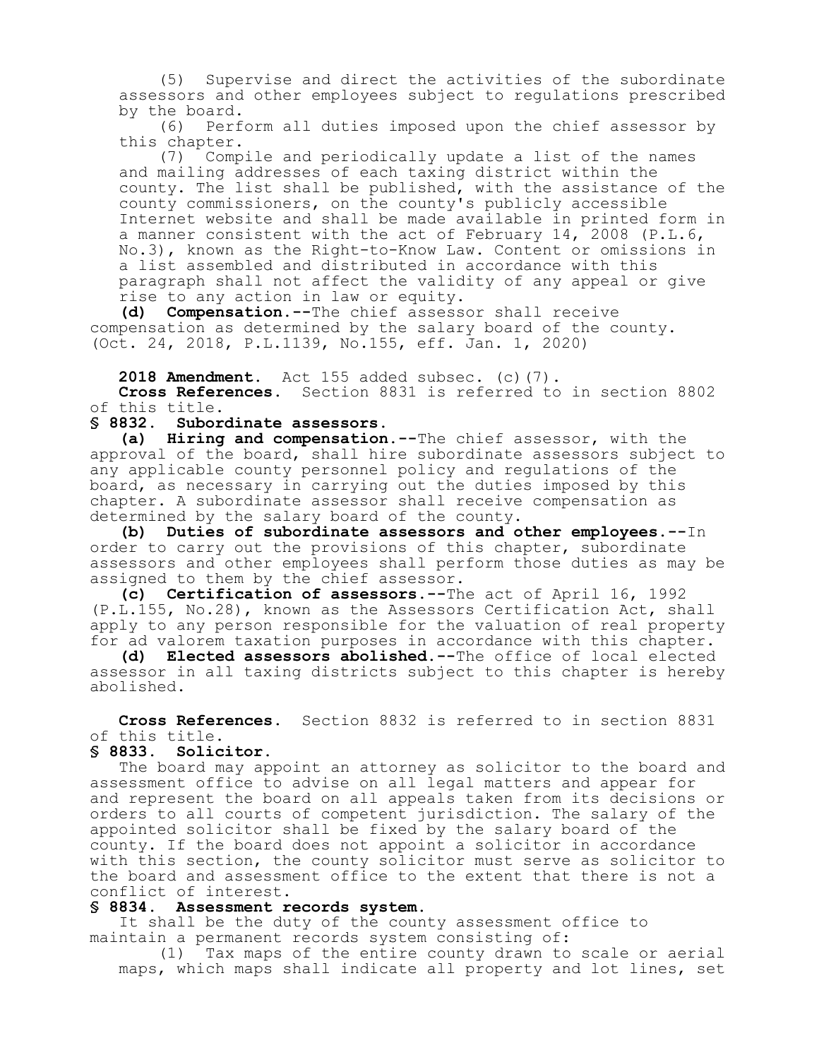(5) Supervise and direct the activities of the subordinate assessors and other employees subject to regulations prescribed by the board.

(6) Perform all duties imposed upon the chief assessor by this chapter.

(7) Compile and periodically update a list of the names and mailing addresses of each taxing district within the county. The list shall be published, with the assistance of the county commissioners, on the county's publicly accessible Internet website and shall be made available in printed form in a manner consistent with the act of February 14, 2008 (P.L.6, No.3), known as the Right-to-Know Law. Content or omissions in a list assembled and distributed in accordance with this paragraph shall not affect the validity of any appeal or give rise to any action in law or equity.

**(d) Compensation.**--The chief assessor shall receive compensation as determined by the salary board of the county.
(Oct. 24, 2018, P.L.1139, No.155, eff. Jan. 1, 2020)

**2018 Amendment.** Act 155 added subsec. (c)(7).

**Cross References.** Section 8831 is referred to in section 8802 of this title.

**§ 8832. Subordinate assessors.**

**(a) Hiring and compensation.**--The chief assessor, with the approval of the board, shall hire subordinate assessors subject to any applicable county personnel policy and regulations of the board, as necessary in carrying out the duties imposed by this chapter. A subordinate assessor shall receive compensation as determined by the salary board of the county.

**(b) Duties of subordinate assessors and other employees.**--In order to carry out the provisions of this chapter, subordinate assessors and other employees shall perform those duties as may be assigned to them by the chief assessor.

**(c) Certification of assessors.**--The act of April 16, 1992 (P.L.155, No.28), known as the Assessors Certification Act, shall apply to any person responsible for the valuation of real property for ad valorem taxation purposes in accordance with this chapter.

**(d) Elected assessors abolished.**--The office of local elected assessor in all taxing districts subject to this chapter is hereby abolished.

**Cross References.** Section 8832 is referred to in section 8831 of this title.

**§ 8833. Solicitor.**

The board may appoint an attorney as solicitor to the board and assessment office to advise on all legal matters and appear for and represent the board on all appeals taken from its decisions or orders to all courts of competent jurisdiction. The salary of the appointed solicitor shall be fixed by the salary board of the county. If the board does not appoint a solicitor in accordance with this section, the county solicitor must serve as solicitor to the board and assessment office to the extent that there is not a conflict of interest.

**§ 8834. Assessment records system.**

It shall be the duty of the county assessment office to maintain a permanent records system consisting of:

(1) Tax maps of the entire county drawn to scale or aerial maps, which maps shall indicate all property and lot lines, set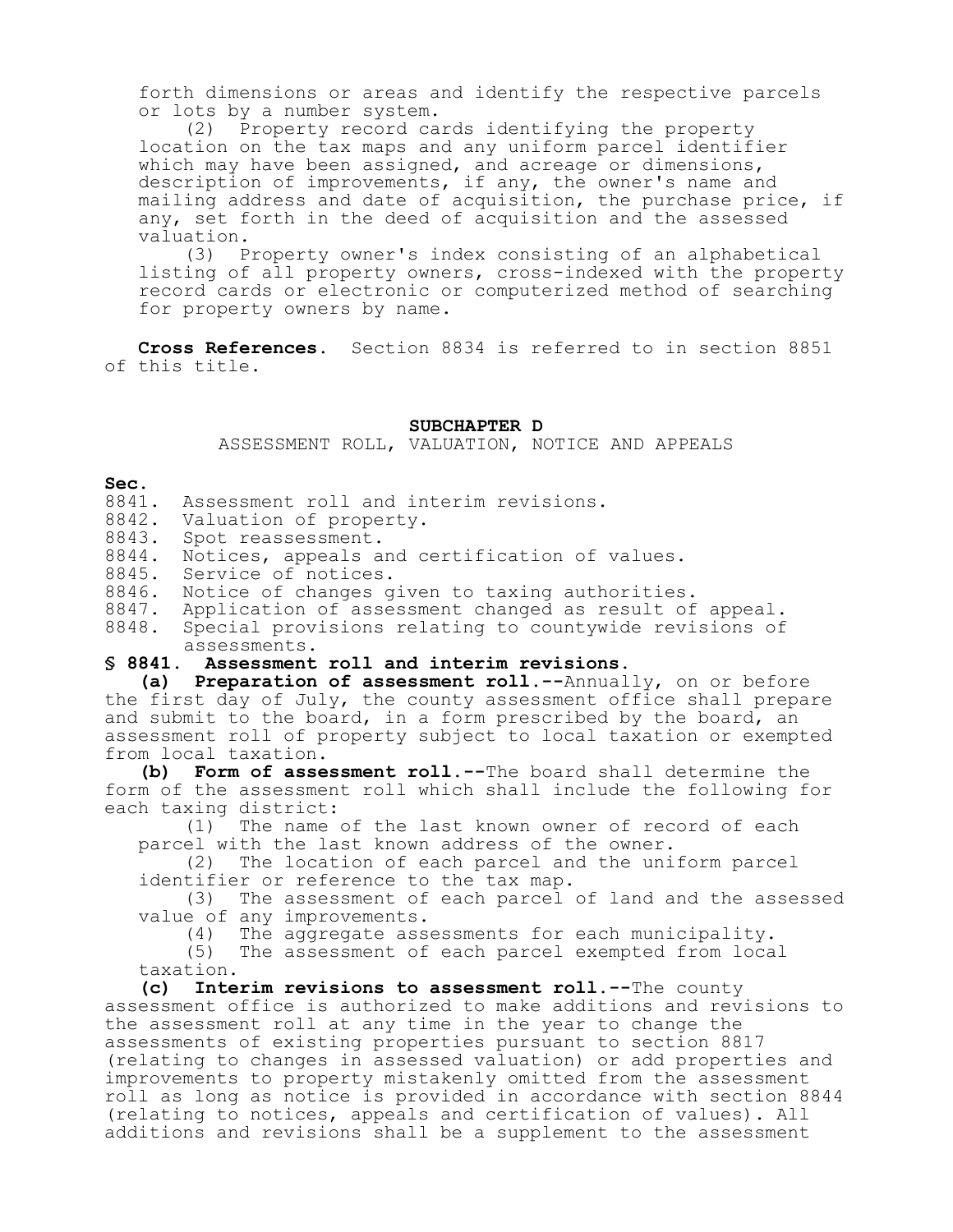forth dimensions or areas and identify the respective parcels or lots by a number system.

(2) Property record cards identifying the property location on the tax maps and any uniform parcel identifier which may have been assigned, and acreage or dimensions, description of improvements, if any, the owner's name and mailing address and date of acquisition, the purchase price, if any, set forth in the deed of acquisition and the assessed valuation.

(3) Property owner's index consisting of an alphabetical listing of all property owners, cross-indexed with the property record cards or electronic or computerized method of searching for property owners by name.

**Cross References.** Section 8834 is referred to in section 8851 of this title.

## SUBCHAPTER D
ASSESSMENT ROLL, VALUATION, NOTICE AND APPEALS

**Sec.**

8841. Assessment roll and interim revisions.
8842. Valuation of property.
8843. Spot reassessment.
8844. Notices, appeals and certification of values.
8845. Service of notices.
8846. Notice of changes given to taxing authorities.
8847. Application of assessment changed as result of appeal.
8848. Special provisions relating to countywide revisions of assessments.

### § 8841. Assessment roll and interim revisions.

**(a) Preparation of assessment roll.**--Annually, on or before the first day of July, the county assessment office shall prepare and submit to the board, in a form prescribed by the board, an assessment roll of property subject to local taxation or exempted from local taxation.

**(b) Form of assessment roll.**--The board shall determine the form of the assessment roll which shall include the following for each taxing district:

(1) The name of the last known owner of record of each parcel with the last known address of the owner.

(2) The location of each parcel and the uniform parcel identifier or reference to the tax map.

(3) The assessment of each parcel of land and the assessed value of any improvements.

(4) The aggregate assessments for each municipality.

(5) The assessment of each parcel exempted from local taxation.

**(c) Interim revisions to assessment roll.**--The county assessment office is authorized to make additions and revisions to the assessment roll at any time in the year to change the assessments of existing properties pursuant to section 8817 (relating to changes in assessed valuation) or add properties and improvements to property mistakenly omitted from the assessment roll as long as notice is provided in accordance with section 8844 (relating to notices, appeals and certification of values). All additions and revisions shall be a supplement to the assessment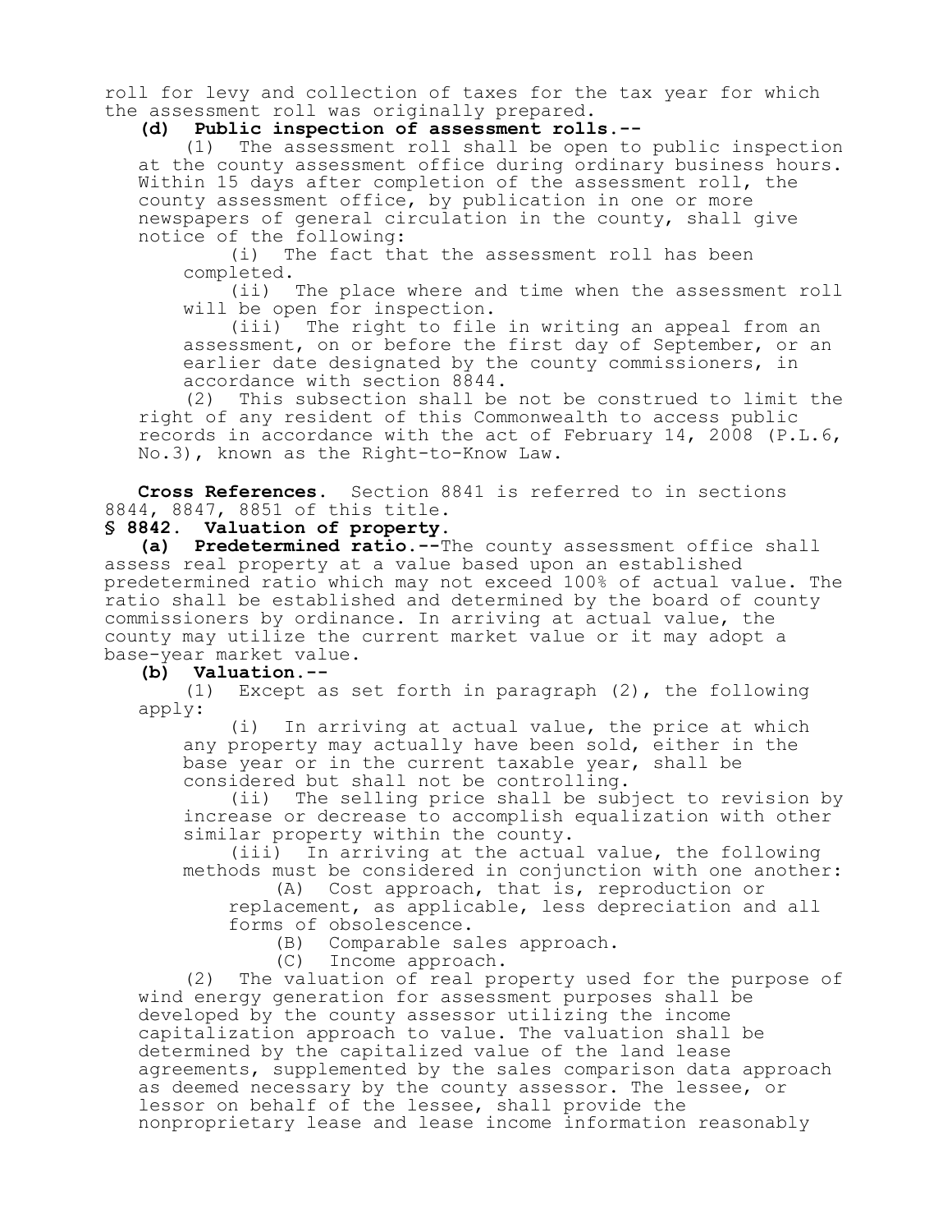roll for levy and collection of taxes for the tax year for which the assessment roll was originally prepared.

**(d) Public inspection of assessment rolls.--**

(1) The assessment roll shall be open to public inspection at the county assessment office during ordinary business hours. Within 15 days after completion of the assessment roll, the county assessment office, by publication in one or more newspapers of general circulation in the county, shall give notice of the following:

(i) The fact that the assessment roll has been completed.

(ii) The place where and time when the assessment roll will be open for inspection.

(iii) The right to file in writing an appeal from an assessment, on or before the first day of September, or an earlier date designated by the county commissioners, in accordance with section 8844.

(2) This subsection shall be not be construed to limit the right of any resident of this Commonwealth to access public records in accordance with the act of February 14, 2008 (P.L.6, No.3), known as the Right-to-Know Law.

**Cross References.** Section 8841 is referred to in sections 8844, 8847, 8851 of this title.

**§ 8842. Valuation of property.**

**(a) Predetermined ratio.**--The county assessment office shall assess real property at a value based upon an established predetermined ratio which may not exceed 100% of actual value. The ratio shall be established and determined by the board of county commissioners by ordinance. In arriving at actual value, the county may utilize the current market value or it may adopt a base-year market value.

**(b) Valuation.--**

(1) Except as set forth in paragraph (2), the following apply:

(i) In arriving at actual value, the price at which any property may actually have been sold, either in the base year or in the current taxable year, shall be considered but shall not be controlling.

(ii) The selling price shall be subject to revision by increase or decrease to accomplish equalization with other similar property within the county.

(iii) In arriving at the actual value, the following methods must be considered in conjunction with one another:

(A) Cost approach, that is, reproduction or replacement, as applicable, less depreciation and all forms of obsolescence.

(B) Comparable sales approach.

(C) Income approach.

(2) The valuation of real property used for the purpose of wind energy generation for assessment purposes shall be developed by the county assessor utilizing the income capitalization approach to value. The valuation shall be determined by the capitalized value of the land lease agreements, supplemented by the sales comparison data approach as deemed necessary by the county assessor. The lessee, or lessor on behalf of the lessee, shall provide the nonproprietary lease and lease income information reasonably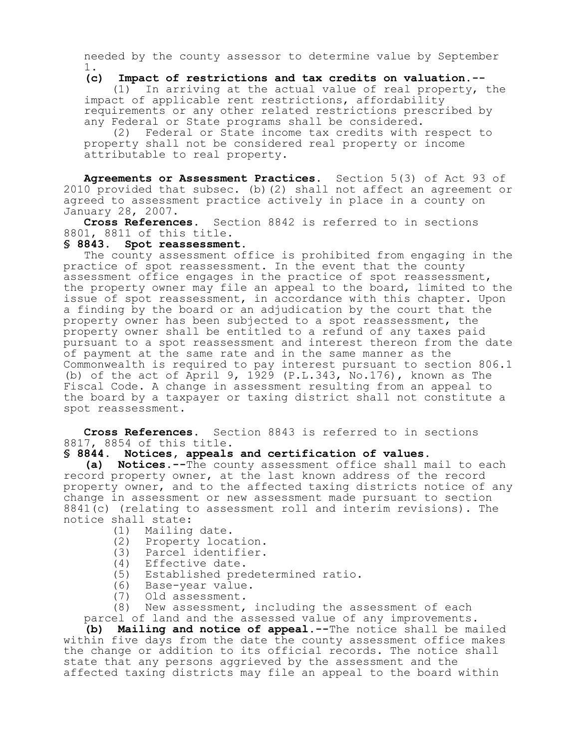needed by the county assessor to determine value by September 1.

**(c) Impact of restrictions and tax credits on valuation.--**

(1) In arriving at the actual value of real property, the impact of applicable rent restrictions, affordability requirements or any other related restrictions prescribed by any Federal or State programs shall be considered.

(2) Federal or State income tax credits with respect to property shall not be considered real property or income attributable to real property.

**Agreements or Assessment Practices.** Section 5(3) of Act 93 of 2010 provided that subsec. (b)(2) shall not affect an agreement or agreed to assessment practice actively in place in a county on January 28, 2007.

**Cross References.** Section 8842 is referred to in sections 8801, 8811 of this title.

### § 8843. Spot reassessment.

The county assessment office is prohibited from engaging in the practice of spot reassessment. In the event that the county assessment office engages in the practice of spot reassessment, the property owner may file an appeal to the board, limited to the issue of spot reassessment, in accordance with this chapter. Upon a finding by the board or an adjudication by the court that the property owner has been subjected to a spot reassessment, the property owner shall be entitled to a refund of any taxes paid pursuant to a spot reassessment and interest thereon from the date of payment at the same rate and in the same manner as the Commonwealth is required to pay interest pursuant to section 806.1 (b) of the act of April 9, 1929 (P.L.343, No.176), known as The Fiscal Code. A change in assessment resulting from an appeal to the board by a taxpayer or taxing district shall not constitute a spot reassessment.

**Cross References.** Section 8843 is referred to in sections 8817, 8854 of this title.

### § 8844. Notices, appeals and certification of values.

**(a) Notices.--**The county assessment office shall mail to each record property owner, at the last known address of the record property owner, and to the affected taxing districts notice of any change in assessment or new assessment made pursuant to section 8841(c) (relating to assessment roll and interim revisions). The notice shall state:

(1) Mailing date.

(2) Property location.

(3) Parcel identifier.

(4) Effective date.

(5) Established predetermined ratio.

(6) Base-year value.

(7) Old assessment.

(8) New assessment, including the assessment of each parcel of land and the assessed value of any improvements.

**(b) Mailing and notice of appeal.--**The notice shall be mailed within five days from the date the county assessment office makes the change or addition to its official records. The notice shall state that any persons aggrieved by the assessment and the affected taxing districts may file an appeal to the board within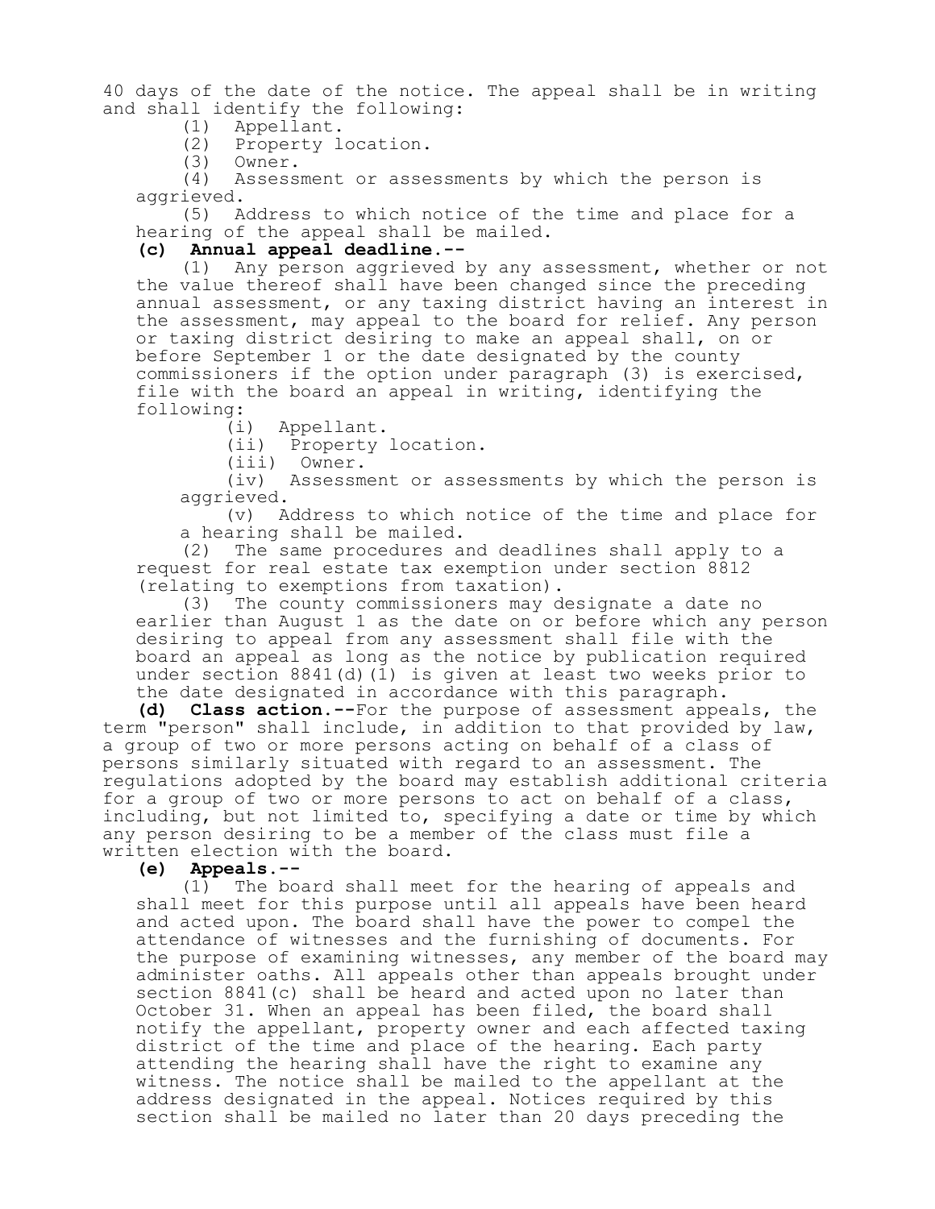40 days of the date of the notice. The appeal shall be in writing and shall identify the following:

(1) Appellant.

(2) Property location.

(3) Owner.

(4) Assessment or assessments by which the person is aggrieved.

(5) Address to which notice of the time and place for a hearing of the appeal shall be mailed.

**(c) Annual appeal deadline.--**

(1) Any person aggrieved by any assessment, whether or not the value thereof shall have been changed since the preceding annual assessment, or any taxing district having an interest in the assessment, may appeal to the board for relief. Any person or taxing district desiring to make an appeal shall, on or before September 1 or the date designated by the county commissioners if the option under paragraph (3) is exercised, file with the board an appeal in writing, identifying the following:

(i) Appellant.

(ii) Property location.

(iii) Owner.

(iv) Assessment or assessments by which the person is aggrieved.

(v) Address to which notice of the time and place for a hearing shall be mailed.

(2) The same procedures and deadlines shall apply to a request for real estate tax exemption under section 8812 (relating to exemptions from taxation).

(3) The county commissioners may designate a date no earlier than August 1 as the date on or before which any person desiring to appeal from any assessment shall file with the board an appeal as long as the notice by publication required under section 8841(d)(1) is given at least two weeks prior to the date designated in accordance with this paragraph.

**(d) Class action.--**For the purpose of assessment appeals, the term "person" shall include, in addition to that provided by law, a group of two or more persons acting on behalf of a class of persons similarly situated with regard to an assessment. The regulations adopted by the board may establish additional criteria for a group of two or more persons to act on behalf of a class, including, but not limited to, specifying a date or time by which any person desiring to be a member of the class must file a written election with the board.

**(e) Appeals.--**

(1) The board shall meet for the hearing of appeals and shall meet for this purpose until all appeals have been heard and acted upon. The board shall have the power to compel the attendance of witnesses and the furnishing of documents. For the purpose of examining witnesses, any member of the board may administer oaths. All appeals other than appeals brought under section 8841(c) shall be heard and acted upon no later than October 31. When an appeal has been filed, the board shall notify the appellant, property owner and each affected taxing district of the time and place of the hearing. Each party attending the hearing shall have the right to examine any witness. The notice shall be mailed to the appellant at the address designated in the appeal. Notices required by this section shall be mailed no later than 20 days preceding the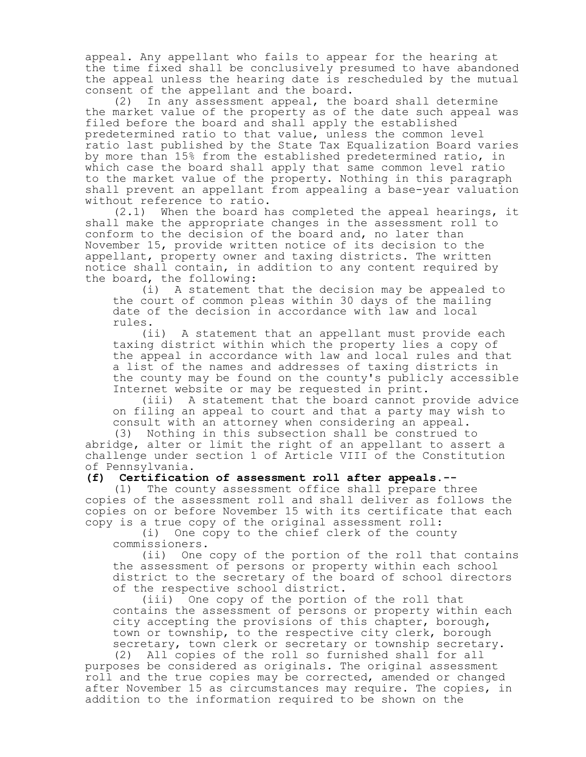appeal. Any appellant who fails to appear for the hearing at the time fixed shall be conclusively presumed to have abandoned the appeal unless the hearing date is rescheduled by the mutual consent of the appellant and the board.

(2) In any assessment appeal, the board shall determine the market value of the property as of the date such appeal was filed before the board and shall apply the established predetermined ratio to that value, unless the common level ratio last published by the State Tax Equalization Board varies by more than 15% from the established predetermined ratio, in which case the board shall apply that same common level ratio to the market value of the property. Nothing in this paragraph shall prevent an appellant from appealing a base-year valuation without reference to ratio.

(2.1) When the board has completed the appeal hearings, it shall make the appropriate changes in the assessment roll to conform to the decision of the board and, no later than November 15, provide written notice of its decision to the appellant, property owner and taxing districts. The written notice shall contain, in addition to any content required by the board, the following:

(i) A statement that the decision may be appealed to the court of common pleas within 30 days of the mailing date of the decision in accordance with law and local rules.

(ii) A statement that an appellant must provide each taxing district within which the property lies a copy of the appeal in accordance with law and local rules and that a list of the names and addresses of taxing districts in the county may be found on the county's publicly accessible Internet website or may be requested in print.

(iii) A statement that the board cannot provide advice on filing an appeal to court and that a party may wish to consult with an attorney when considering an appeal.

(3) Nothing in this subsection shall be construed to abridge, alter or limit the right of an appellant to assert a challenge under section 1 of Article VIII of the Constitution of Pennsylvania.

**(f) Certification of assessment roll after appeals.--**

(1) The county assessment office shall prepare three copies of the assessment roll and shall deliver as follows the copies on or before November 15 with its certificate that each copy is a true copy of the original assessment roll:

(i) One copy to the chief clerk of the county commissioners.

(ii) One copy of the portion of the roll that contains the assessment of persons or property within each school district to the secretary of the board of school directors of the respective school district.

(iii) One copy of the portion of the roll that contains the assessment of persons or property within each city accepting the provisions of this chapter, borough, town or township, to the respective city clerk, borough secretary, town clerk or secretary or township secretary.

(2) All copies of the roll so furnished shall for all purposes be considered as originals. The original assessment roll and the true copies may be corrected, amended or changed after November 15 as circumstances may require. The copies, in addition to the information required to be shown on the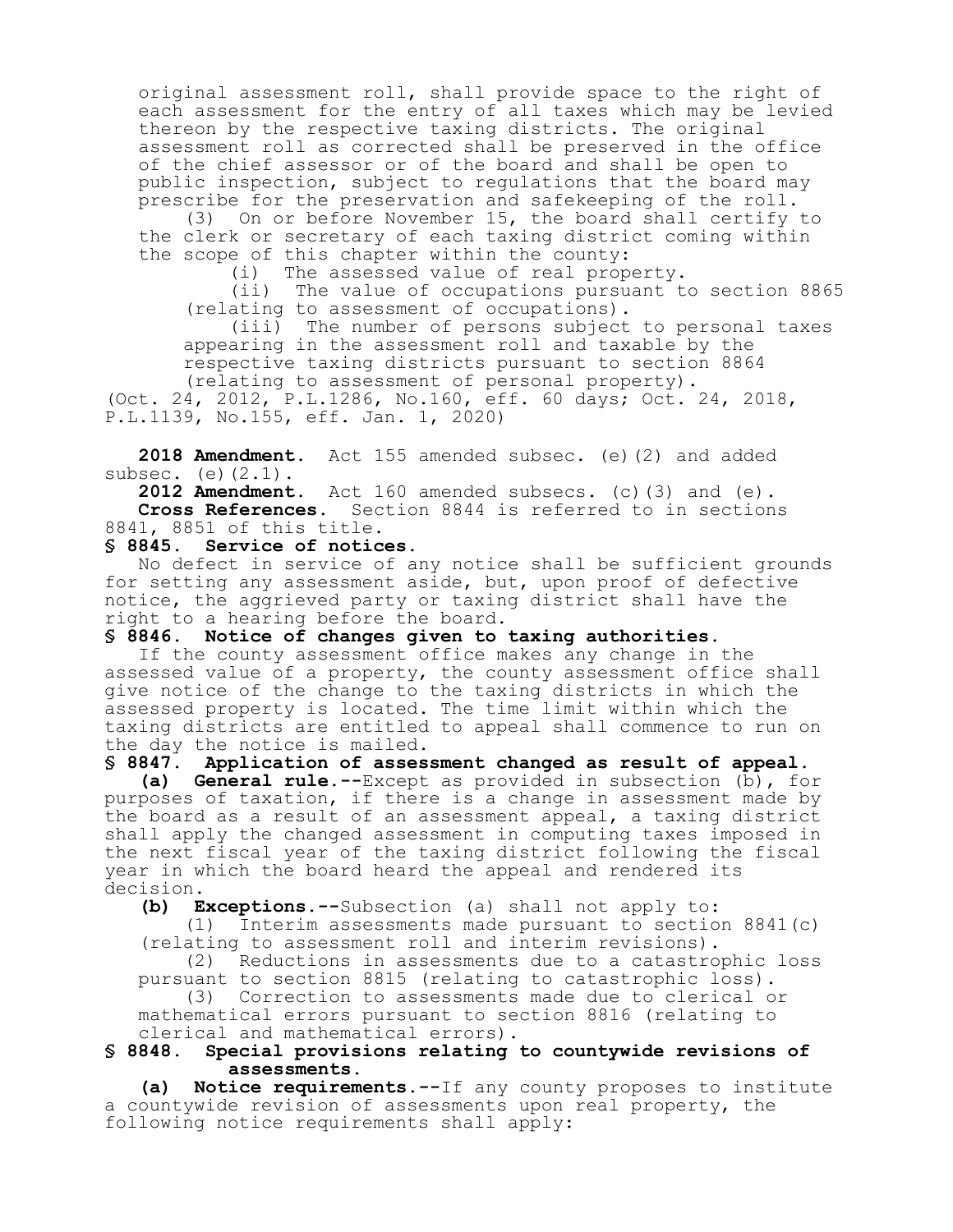original assessment roll, shall provide space to the right of each assessment for the entry of all taxes which may be levied thereon by the respective taxing districts. The original assessment roll as corrected shall be preserved in the office of the chief assessor or of the board and shall be open to public inspection, subject to regulations that the board may prescribe for the preservation and safekeeping of the roll.

(3) On or before November 15, the board shall certify to the clerk or secretary of each taxing district coming within the scope of this chapter within the county:

(i) The assessed value of real property.

(ii) The value of occupations pursuant to section 8865 (relating to assessment of occupations).

(iii) The number of persons subject to personal taxes appearing in the assessment roll and taxable by the respective taxing districts pursuant to section 8864 (relating to assessment of personal property).

(Oct. 24, 2012, P.L.1286, No.160, eff. 60 days; Oct. 24, 2018, P.L.1139, No.155, eff. Jan. 1, 2020)

**2018 Amendment.** Act 155 amended subsec. (e)(2) and added subsec. (e)(2.1).

**2012 Amendment.** Act 160 amended subsecs. (c)(3) and (e).

**Cross References.** Section 8844 is referred to in sections 8841, 8851 of this title.

## § 8845. Service of notices.

No defect in service of any notice shall be sufficient grounds for setting any assessment aside, but, upon proof of defective notice, the aggrieved party or taxing district shall have the right to a hearing before the board.

## § 8846. Notice of changes given to taxing authorities.

If the county assessment office makes any change in the assessed value of a property, the county assessment office shall give notice of the change to the taxing districts in which the assessed property is located. The time limit within which the taxing districts are entitled to appeal shall commence to run on the day the notice is mailed.

## § 8847. Application of assessment changed as result of appeal.

**(a) General rule.**--Except as provided in subsection (b), for purposes of taxation, if there is a change in assessment made by the board as a result of an assessment appeal, a taxing district shall apply the changed assessment in computing taxes imposed in the next fiscal year of the taxing district following the fiscal year in which the board heard the appeal and rendered its decision.

**(b) Exceptions.**--Subsection (a) shall not apply to:

(1) Interim assessments made pursuant to section 8841(c) (relating to assessment roll and interim revisions).

(2) Reductions in assessments due to a catastrophic loss pursuant to section 8815 (relating to catastrophic loss).

(3) Correction to assessments made due to clerical or mathematical errors pursuant to section 8816 (relating to clerical and mathematical errors).

## § 8848. Special provisions relating to countywide revisions of assessments.

**(a) Notice requirements.**--If any county proposes to institute a countywide revision of assessments upon real property, the following notice requirements shall apply: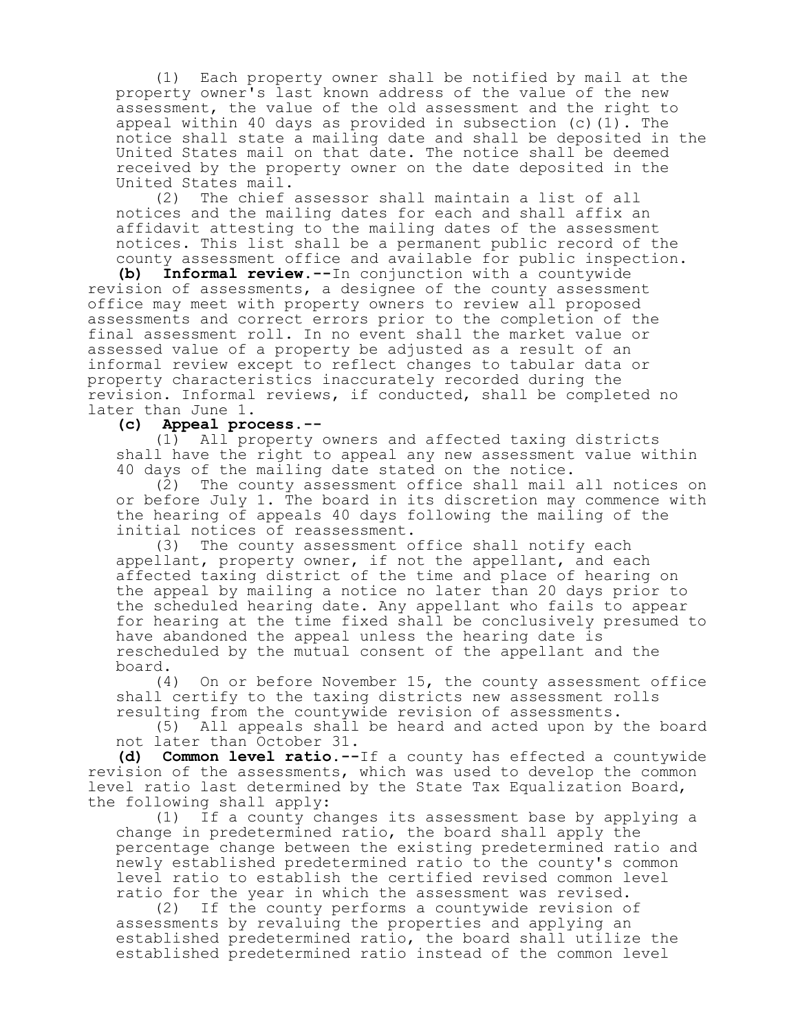(1) Each property owner shall be notified by mail at the property owner's last known address of the value of the new assessment, the value of the old assessment and the right to appeal within 40 days as provided in subsection (c)(1). The notice shall state a mailing date and shall be deposited in the United States mail on that date. The notice shall be deemed received by the property owner on the date deposited in the United States mail.

(2) The chief assessor shall maintain a list of all notices and the mailing dates for each and shall affix an affidavit attesting to the mailing dates of the assessment notices. This list shall be a permanent public record of the county assessment office and available for public inspection.

**(b) Informal review.--**In conjunction with a countywide revision of assessments, a designee of the county assessment office may meet with property owners to review all proposed assessments and correct errors prior to the completion of the final assessment roll. In no event shall the market value or assessed value of a property be adjusted as a result of an informal review except to reflect changes to tabular data or property characteristics inaccurately recorded during the revision. Informal reviews, if conducted, shall be completed no later than June 1.

**(c) Appeal process.--**

(1) All property owners and affected taxing districts shall have the right to appeal any new assessment value within 40 days of the mailing date stated on the notice.

(2) The county assessment office shall mail all notices on or before July 1. The board in its discretion may commence with the hearing of appeals 40 days following the mailing of the initial notices of reassessment.

(3) The county assessment office shall notify each appellant, property owner, if not the appellant, and each affected taxing district of the time and place of hearing on the appeal by mailing a notice no later than 20 days prior to the scheduled hearing date. Any appellant who fails to appear for hearing at the time fixed shall be conclusively presumed to have abandoned the appeal unless the hearing date is rescheduled by the mutual consent of the appellant and the board.

(4) On or before November 15, the county assessment office shall certify to the taxing districts new assessment rolls resulting from the countywide revision of assessments.

(5) All appeals shall be heard and acted upon by the board not later than October 31.

**(d) Common level ratio.--**If a county has effected a countywide revision of the assessments, which was used to develop the common level ratio last determined by the State Tax Equalization Board, the following shall apply:

(1) If a county changes its assessment base by applying a change in predetermined ratio, the board shall apply the percentage change between the existing predetermined ratio and newly established predetermined ratio to the county's common level ratio to establish the certified revised common level ratio for the year in which the assessment was revised.

(2) If the county performs a countywide revision of assessments by revaluing the properties and applying an established predetermined ratio, the board shall utilize the established predetermined ratio instead of the common level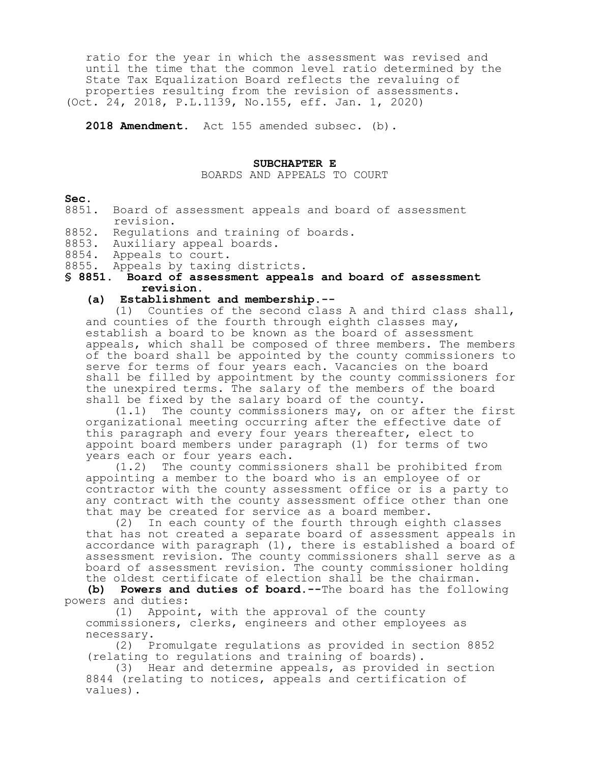ratio for the year in which the assessment was revised and until the time that the common level ratio determined by the State Tax Equalization Board reflects the revaluing of properties resulting from the revision of assessments.

(Oct. 24, 2018, P.L.1139, No.155, eff. Jan. 1, 2020)

**2018 Amendment.** Act 155 amended subsec. (b).

## SUBCHAPTER E
BOARDS AND APPEALS TO COURT

**Sec.**

8851. Board of assessment appeals and board of assessment revision.
8852. Regulations and training of boards.
8853. Auxiliary appeal boards.
8854. Appeals to court.
8855. Appeals by taxing districts.

### § 8851. Board of assessment appeals and board of assessment revision.

**(a) Establishment and membership.--**

(1) Counties of the second class A and third class shall, and counties of the fourth through eighth classes may, establish a board to be known as the board of assessment appeals, which shall be composed of three members. The members of the board shall be appointed by the county commissioners to serve for terms of four years each. Vacancies on the board shall be filled by appointment by the county commissioners for the unexpired terms. The salary of the members of the board shall be fixed by the salary board of the county.

(1.1) The county commissioners may, on or after the first organizational meeting occurring after the effective date of this paragraph and every four years thereafter, elect to appoint board members under paragraph (1) for terms of two years each or four years each.

(1.2) The county commissioners shall be prohibited from appointing a member to the board who is an employee of or contractor with the county assessment office or is a party to any contract with the county assessment office other than one that may be created for service as a board member.

(2) In each county of the fourth through eighth classes that has not created a separate board of assessment appeals in accordance with paragraph (1), there is established a board of assessment revision. The county commissioners shall serve as a board of assessment revision. The county commissioner holding the oldest certificate of election shall be the chairman.

**(b) Powers and duties of board.--**The board has the following powers and duties:

(1) Appoint, with the approval of the county commissioners, clerks, engineers and other employees as necessary.

(2) Promulgate regulations as provided in section 8852 (relating to regulations and training of boards).

(3) Hear and determine appeals, as provided in section 8844 (relating to notices, appeals and certification of values).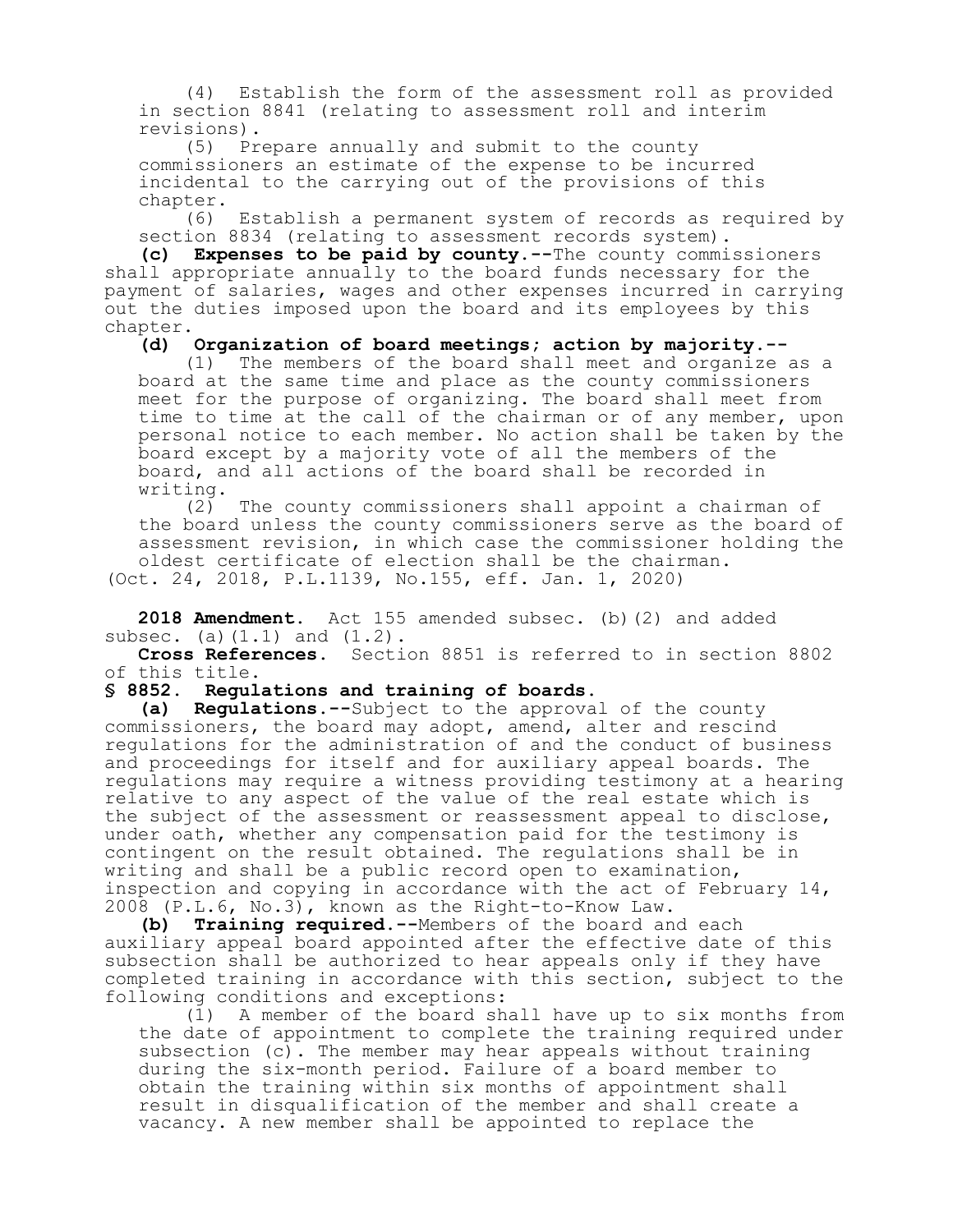(4) Establish the form of the assessment roll as provided in section 8841 (relating to assessment roll and interim revisions).

(5) Prepare annually and submit to the county commissioners an estimate of the expense to be incurred incidental to the carrying out of the provisions of this chapter.

(6) Establish a permanent system of records as required by section 8834 (relating to assessment records system).

**(c) Expenses to be paid by county.**--The county commissioners shall appropriate annually to the board funds necessary for the payment of salaries, wages and other expenses incurred in carrying out the duties imposed upon the board and its employees by this chapter.

**(d) Organization of board meetings; action by majority.**--

(1) The members of the board shall meet and organize as a board at the same time and place as the county commissioners meet for the purpose of organizing. The board shall meet from time to time at the call of the chairman or of any member, upon personal notice to each member. No action shall be taken by the board except by a majority vote of all the members of the board, and all actions of the board shall be recorded in writing.

(2) The county commissioners shall appoint a chairman of the board unless the county commissioners serve as the board of assessment revision, in which case the commissioner holding the oldest certificate of election shall be the chairman.

(Oct. 24, 2018, P.L.1139, No.155, eff. Jan. 1, 2020)

**2018 Amendment.** Act 155 amended subsec. (b)(2) and added subsec. (a)(1.1) and (1.2).

**Cross References.** Section 8851 is referred to in section 8802 of this title.

**§ 8852. Regulations and training of boards.**

**(a) Regulations.**--Subject to the approval of the county commissioners, the board may adopt, amend, alter and rescind regulations for the administration of and the conduct of business and proceedings for itself and for auxiliary appeal boards. The regulations may require a witness providing testimony at a hearing relative to any aspect of the value of the real estate which is the subject of the assessment or reassessment appeal to disclose, under oath, whether any compensation paid for the testimony is contingent on the result obtained. The regulations shall be in writing and shall be a public record open to examination, inspection and copying in accordance with the act of February 14, 2008 (P.L.6, No.3), known as the Right-to-Know Law.

**(b) Training required.**--Members of the board and each auxiliary appeal board appointed after the effective date of this subsection shall be authorized to hear appeals only if they have completed training in accordance with this section, subject to the following conditions and exceptions:

(1) A member of the board shall have up to six months from the date of appointment to complete the training required under subsection (c). The member may hear appeals without training during the six-month period. Failure of a board member to obtain the training within six months of appointment shall result in disqualification of the member and shall create a vacancy. A new member shall be appointed to replace the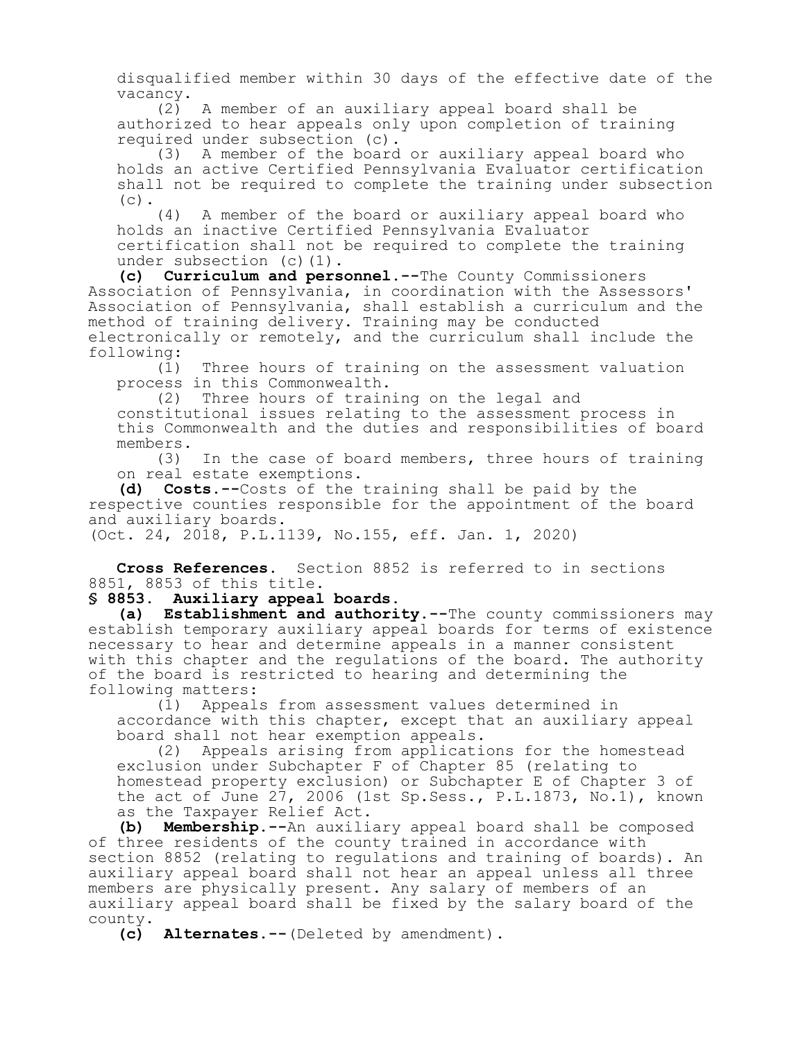disqualified member within 30 days of the effective date of the vacancy.

(2) A member of an auxiliary appeal board shall be authorized to hear appeals only upon completion of training required under subsection (c).

(3) A member of the board or auxiliary appeal board who holds an active Certified Pennsylvania Evaluator certification shall not be required to complete the training under subsection (c).

(4) A member of the board or auxiliary appeal board who holds an inactive Certified Pennsylvania Evaluator certification shall not be required to complete the training under subsection (c)(1).

**(c) Curriculum and personnel.**--The County Commissioners Association of Pennsylvania, in coordination with the Assessors' Association of Pennsylvania, shall establish a curriculum and the method of training delivery. Training may be conducted electronically or remotely, and the curriculum shall include the following:

(1) Three hours of training on the assessment valuation process in this Commonwealth.

(2) Three hours of training on the legal and constitutional issues relating to the assessment process in this Commonwealth and the duties and responsibilities of board members.

(3) In the case of board members, three hours of training on real estate exemptions.

**(d) Costs.**--Costs of the training shall be paid by the respective counties responsible for the appointment of the board and auxiliary boards.

(Oct. 24, 2018, P.L.1139, No.155, eff. Jan. 1, 2020)

**Cross References.** Section 8852 is referred to in sections 8851, 8853 of this title.

**§ 8853. Auxiliary appeal boards.**

**(a) Establishment and authority.**--The county commissioners may establish temporary auxiliary appeal boards for terms of existence necessary to hear and determine appeals in a manner consistent with this chapter and the regulations of the board. The authority of the board is restricted to hearing and determining the following matters:

(1) Appeals from assessment values determined in accordance with this chapter, except that an auxiliary appeal board shall not hear exemption appeals.

(2) Appeals arising from applications for the homestead exclusion under Subchapter F of Chapter 85 (relating to homestead property exclusion) or Subchapter E of Chapter 3 of the act of June 27, 2006 (1st Sp.Sess., P.L.1873, No.1), known as the Taxpayer Relief Act.

**(b) Membership.**--An auxiliary appeal board shall be composed of three residents of the county trained in accordance with section 8852 (relating to regulations and training of boards). An auxiliary appeal board shall not hear an appeal unless all three members are physically present. Any salary of members of an auxiliary appeal board shall be fixed by the salary board of the county.

**(c) Alternates.**--(Deleted by amendment).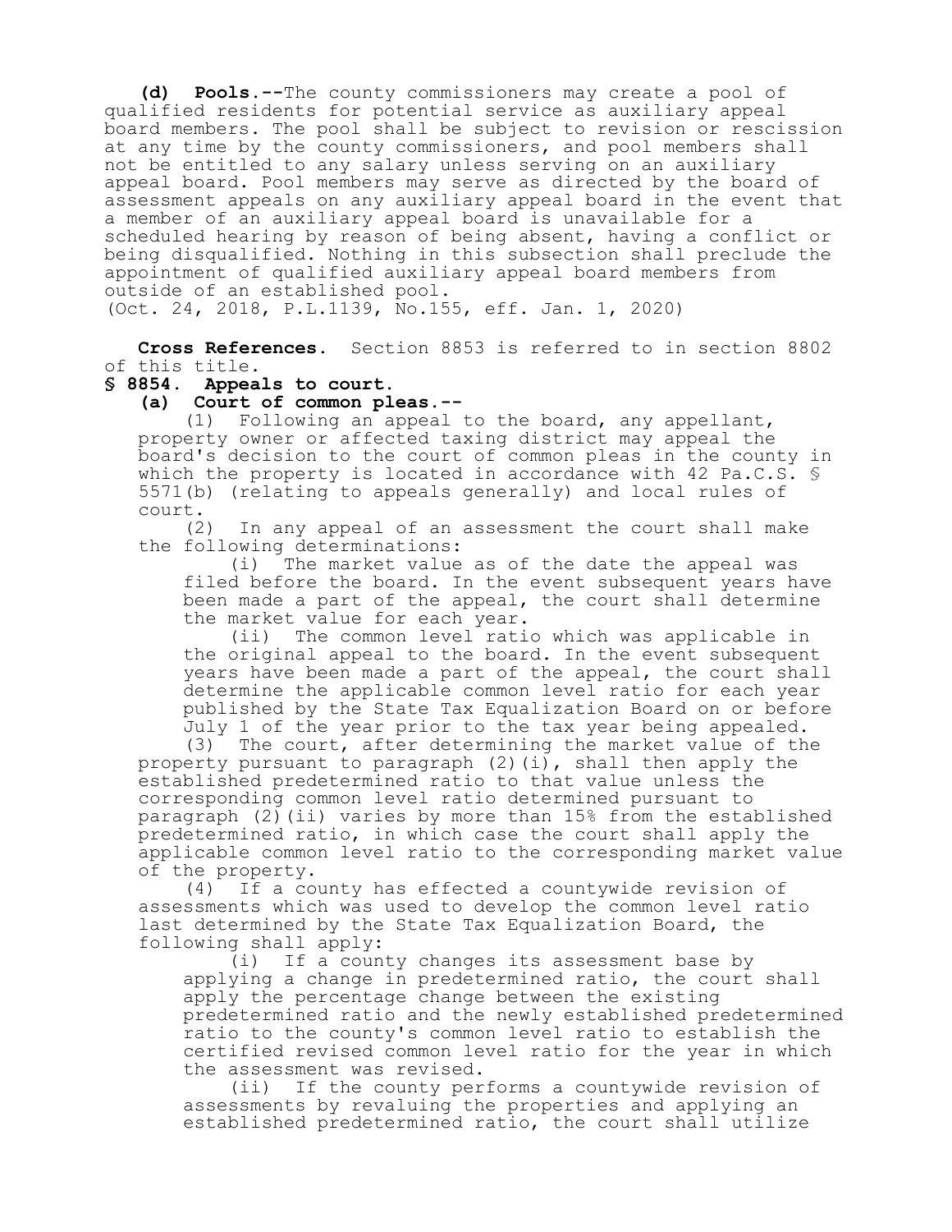**(d) Pools.**--The county commissioners may create a pool of qualified residents for potential service as auxiliary appeal board members. The pool shall be subject to revision or rescission at any time by the county commissioners, and pool members shall not be entitled to any salary unless serving on an auxiliary appeal board. Pool members may serve as directed by the board of assessment appeals on any auxiliary appeal board in the event that a member of an auxiliary appeal board is unavailable for a scheduled hearing by reason of being absent, having a conflict or being disqualified. Nothing in this subsection shall preclude the appointment of qualified auxiliary appeal board members from outside of an established pool.
(Oct. 24, 2018, P.L.1139, No.155, eff. Jan. 1, 2020)

**Cross References.** Section 8853 is referred to in section 8802 of this title.

**§ 8854. Appeals to court.**

**(a) Court of common pleas.**--

(1) Following an appeal to the board, any appellant, property owner or affected taxing district may appeal the board's decision to the court of common pleas in the county in which the property is located in accordance with 42 Pa.C.S. § 5571(b) (relating to appeals generally) and local rules of court.

(2) In any appeal of an assessment the court shall make the following determinations:

(i) The market value as of the date the appeal was filed before the board. In the event subsequent years have been made a part of the appeal, the court shall determine the market value for each year.

(ii) The common level ratio which was applicable in the original appeal to the board. In the event subsequent years have been made a part of the appeal, the court shall determine the applicable common level ratio for each year published by the State Tax Equalization Board on or before July 1 of the year prior to the tax year being appealed.

(3) The court, after determining the market value of the property pursuant to paragraph (2)(i), shall then apply the established predetermined ratio to that value unless the corresponding common level ratio determined pursuant to paragraph (2)(ii) varies by more than 15% from the established predetermined ratio, in which case the court shall apply the applicable common level ratio to the corresponding market value of the property.

(4) If a county has effected a countywide revision of assessments which was used to develop the common level ratio last determined by the State Tax Equalization Board, the following shall apply:

(i) If a county changes its assessment base by applying a change in predetermined ratio, the court shall apply the percentage change between the existing predetermined ratio and the newly established predetermined ratio to the county's common level ratio to establish the certified revised common level ratio for the year in which the assessment was revised.

(ii) If the county performs a countywide revision of assessments by revaluing the properties and applying an established predetermined ratio, the court shall utilize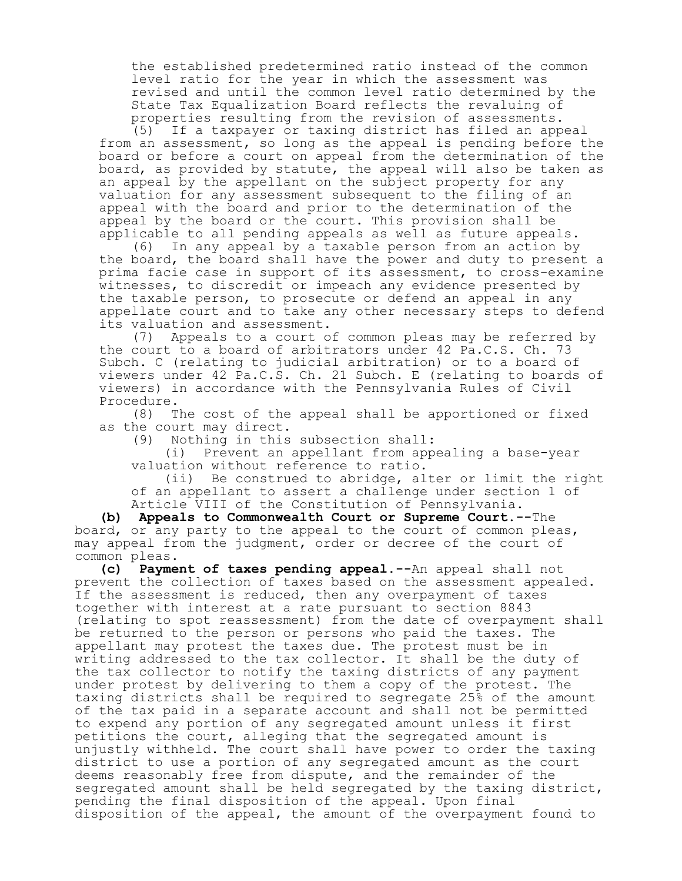the established predetermined ratio instead of the common level ratio for the year in which the assessment was revised and until the common level ratio determined by the State Tax Equalization Board reflects the revaluing of properties resulting from the revision of assessments.

(5) If a taxpayer or taxing district has filed an appeal from an assessment, so long as the appeal is pending before the board or before a court on appeal from the determination of the board, as provided by statute, the appeal will also be taken as an appeal by the appellant on the subject property for any valuation for any assessment subsequent to the filing of an appeal with the board and prior to the determination of the appeal by the board or the court. This provision shall be applicable to all pending appeals as well as future appeals.

(6) In any appeal by a taxable person from an action by the board, the board shall have the power and duty to present a prima facie case in support of its assessment, to cross-examine witnesses, to discredit or impeach any evidence presented by the taxable person, to prosecute or defend an appeal in any appellate court and to take any other necessary steps to defend its valuation and assessment.

(7) Appeals to a court of common pleas may be referred by the court to a board of arbitrators under 42 Pa.C.S. Ch. 73 Subch. C (relating to judicial arbitration) or to a board of viewers under 42 Pa.C.S. Ch. 21 Subch. E (relating to boards of viewers) in accordance with the Pennsylvania Rules of Civil Procedure.

(8) The cost of the appeal shall be apportioned or fixed as the court may direct.

(9) Nothing in this subsection shall:

(i) Prevent an appellant from appealing a base-year valuation without reference to ratio.

(ii) Be construed to abridge, alter or limit the right of an appellant to assert a challenge under section 1 of Article VIII of the Constitution of Pennsylvania.

**(b) Appeals to Commonwealth Court or Supreme Court.**--The board, or any party to the appeal to the court of common pleas, may appeal from the judgment, order or decree of the court of common pleas.

**(c) Payment of taxes pending appeal.**--An appeal shall not prevent the collection of taxes based on the assessment appealed. If the assessment is reduced, then any overpayment of taxes together with interest at a rate pursuant to section 8843 (relating to spot reassessment) from the date of overpayment shall be returned to the person or persons who paid the taxes. The appellant may protest the taxes due. The protest must be in writing addressed to the tax collector. It shall be the duty of the tax collector to notify the taxing districts of any payment under protest by delivering to them a copy of the protest. The taxing districts shall be required to segregate 25% of the amount of the tax paid in a separate account and shall not be permitted to expend any portion of any segregated amount unless it first petitions the court, alleging that the segregated amount is unjustly withheld. The court shall have power to order the taxing district to use a portion of any segregated amount as the court deems reasonably free from dispute, and the remainder of the segregated amount shall be held segregated by the taxing district, pending the final disposition of the appeal. Upon final disposition of the appeal, the amount of the overpayment found to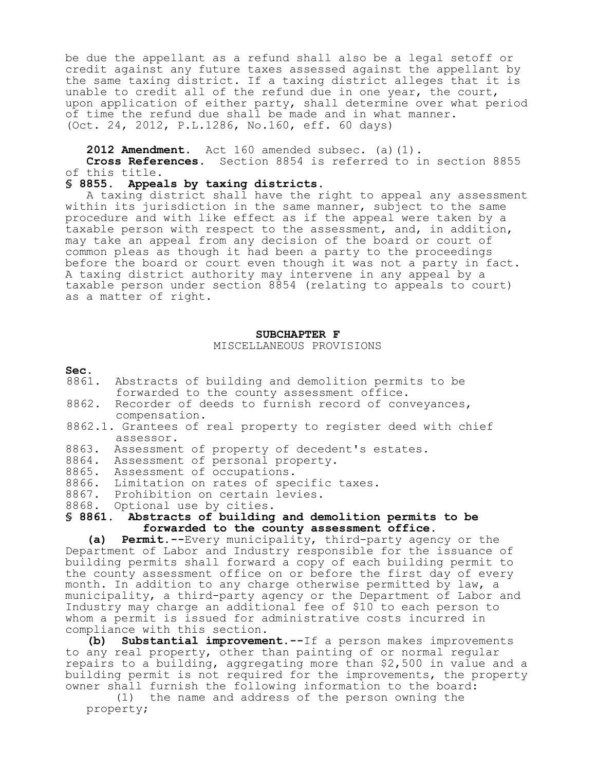be due the appellant as a refund shall also be a legal setoff or credit against any future taxes assessed against the appellant by the same taxing district. If a taxing district alleges that it is unable to credit all of the refund due in one year, the court, upon application of either party, shall determine over what period of time the refund due shall be made and in what manner.
(Oct. 24, 2012, P.L.1286, No.160, eff. 60 days)

**2012 Amendment.** Act 160 amended subsec. (a)(1).
**Cross References.** Section 8854 is referred to in section 8855 of this title.

### § 8855. Appeals by taxing districts.

A taxing district shall have the right to appeal any assessment within its jurisdiction in the same manner, subject to the same procedure and with like effect as if the appeal were taken by a taxable person with respect to the assessment, and, in addition, may take an appeal from any decision of the board or court of common pleas as though it had been a party to the proceedings before the board or court even though it was not a party in fact. A taxing district authority may intervene in any appeal by a taxable person under section 8854 (relating to appeals to court) as a matter of right.

## SUBCHAPTER F
MISCELLANEOUS PROVISIONS

**Sec.**
8861. Abstracts of building and demolition permits to be forwarded to the county assessment office.
8862. Recorder of deeds to furnish record of conveyances, compensation.
8862.1. Grantees of real property to register deed with chief assessor.
8863. Assessment of property of decedent's estates.
8864. Assessment of personal property.
8865. Assessment of occupations.
8866. Limitation on rates of specific taxes.
8867. Prohibition on certain levies.
8868. Optional use by cities.

### § 8861. Abstracts of building and demolition permits to be forwarded to the county assessment office.

**(a) Permit.**--Every municipality, third-party agency or the Department of Labor and Industry responsible for the issuance of building permits shall forward a copy of each building permit to the county assessment office on or before the first day of every month. In addition to any charge otherwise permitted by law, a municipality, a third-party agency or the Department of Labor and Industry may charge an additional fee of $10 to each person to whom a permit is issued for administrative costs incurred in compliance with this section.

**(b) Substantial improvement.**--If a person makes improvements to any real property, other than painting of or normal regular repairs to a building, aggregating more than $2,500 in value and a building permit is not required for the improvements, the property owner shall furnish the following information to the board:

(1) the name and address of the person owning the property;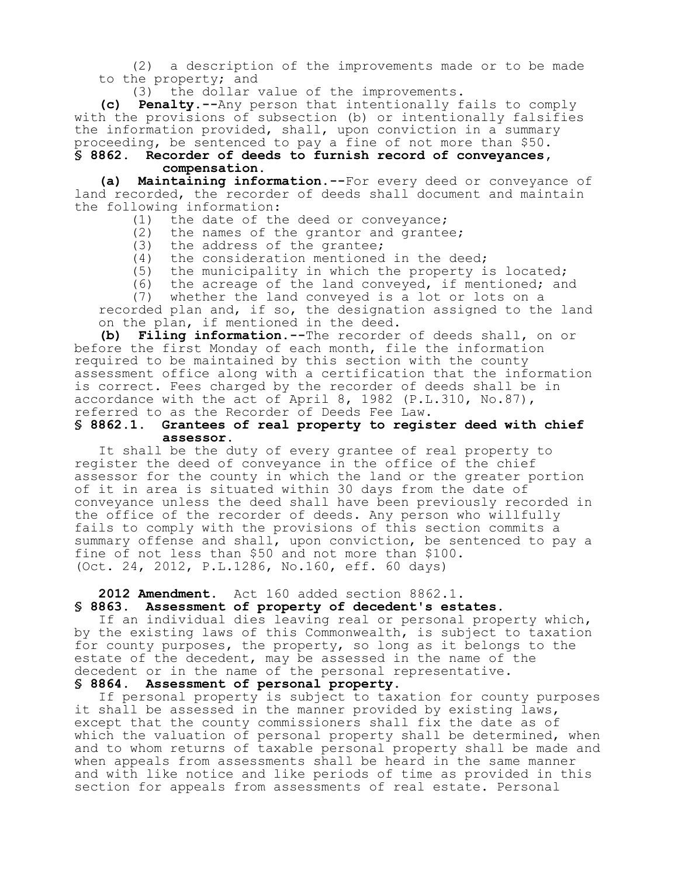(2) a description of the improvements made or to be made to the property; and

(3) the dollar value of the improvements.

**(c) Penalty.**--Any person that intentionally fails to comply with the provisions of subsection (b) or intentionally falsifies the information provided, shall, upon conviction in a summary proceeding, be sentenced to pay a fine of not more than $50.

**§ 8862. Recorder of deeds to furnish record of conveyances, compensation.**

**(a) Maintaining information.**--For every deed or conveyance of land recorded, the recorder of deeds shall document and maintain the following information:

(1) the date of the deed or conveyance;

(2) the names of the grantor and grantee;

(3) the address of the grantee;

(4) the consideration mentioned in the deed;

(5) the municipality in which the property is located;

(6) the acreage of the land conveyed, if mentioned; and

(7) whether the land conveyed is a lot or lots on a recorded plan and, if so, the designation assigned to the land on the plan, if mentioned in the deed.

**(b) Filing information.**--The recorder of deeds shall, on or before the first Monday of each month, file the information required to be maintained by this section with the county assessment office along with a certification that the information is correct. Fees charged by the recorder of deeds shall be in accordance with the act of April 8, 1982 (P.L.310, No.87), referred to as the Recorder of Deeds Fee Law.

**§ 8862.1. Grantees of real property to register deed with chief assessor.**

It shall be the duty of every grantee of real property to register the deed of conveyance in the office of the chief assessor for the county in which the land or the greater portion of it in area is situated within 30 days from the date of conveyance unless the deed shall have been previously recorded in the office of the recorder of deeds. Any person who willfully fails to comply with the provisions of this section commits a summary offense and shall, upon conviction, be sentenced to pay a fine of not less than $50 and not more than $100.
(Oct. 24, 2012, P.L.1286, No.160, eff. 60 days)

**2012 Amendment.** Act 160 added section 8862.1.

**§ 8863. Assessment of property of decedent's estates.**

If an individual dies leaving real or personal property which, by the existing laws of this Commonwealth, is subject to taxation for county purposes, the property, so long as it belongs to the estate of the decedent, may be assessed in the name of the decedent or in the name of the personal representative.

**§ 8864. Assessment of personal property.**

If personal property is subject to taxation for county purposes it shall be assessed in the manner provided by existing laws, except that the county commissioners shall fix the date as of which the valuation of personal property shall be determined, when and to whom returns of taxable personal property shall be made and when appeals from assessments shall be heard in the same manner and with like notice and like periods of time as provided in this section for appeals from assessments of real estate. Personal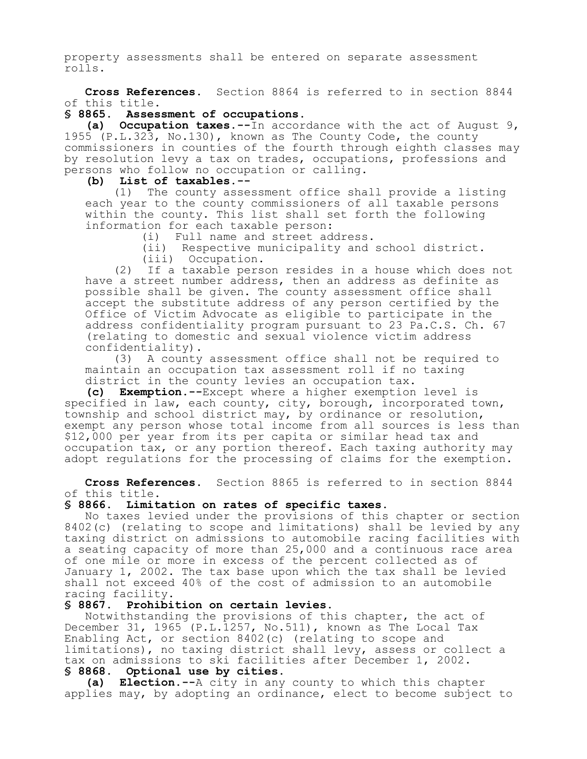property assessments shall be entered on separate assessment rolls.

**Cross References.** Section 8864 is referred to in section 8844 of this title.

### § 8865. Assessment of occupations.

**(a) Occupation taxes.**--In accordance with the act of August 9, 1955 (P.L.323, No.130), known as The County Code, the county commissioners in counties of the fourth through eighth classes may by resolution levy a tax on trades, occupations, professions and persons who follow no occupation or calling.

**(b) List of taxables.**--

(1) The county assessment office shall provide a listing each year to the county commissioners of all taxable persons within the county. This list shall set forth the following information for each taxable person:

(i) Full name and street address.

(ii) Respective municipality and school district.

(iii) Occupation.

(2) If a taxable person resides in a house which does not have a street number address, then an address as definite as possible shall be given. The county assessment office shall accept the substitute address of any person certified by the Office of Victim Advocate as eligible to participate in the address confidentiality program pursuant to 23 Pa.C.S. Ch. 67 (relating to domestic and sexual violence victim address confidentiality).

(3) A county assessment office shall not be required to maintain an occupation tax assessment roll if no taxing district in the county levies an occupation tax.

**(c) Exemption.**--Except where a higher exemption level is specified in law, each county, city, borough, incorporated town, township and school district may, by ordinance or resolution, exempt any person whose total income from all sources is less than $12,000 per year from its per capita or similar head tax and occupation tax, or any portion thereof. Each taxing authority may adopt regulations for the processing of claims for the exemption.

**Cross References.** Section 8865 is referred to in section 8844 of this title.

### § 8866. Limitation on rates of specific taxes.

No taxes levied under the provisions of this chapter or section 8402(c) (relating to scope and limitations) shall be levied by any taxing district on admissions to automobile racing facilities with a seating capacity of more than 25,000 and a continuous race area of one mile or more in excess of the percent collected as of January 1, 2002. The tax base upon which the tax shall be levied shall not exceed 40% of the cost of admission to an automobile racing facility.

### § 8867. Prohibition on certain levies.

Notwithstanding the provisions of this chapter, the act of December 31, 1965 (P.L.1257, No.511), known as The Local Tax Enabling Act, or section 8402(c) (relating to scope and limitations), no taxing district shall levy, assess or collect a tax on admissions to ski facilities after December 1, 2002.

### § 8868. Optional use by cities.

**(a) Election.**--A city in any county to which this chapter applies may, by adopting an ordinance, elect to become subject to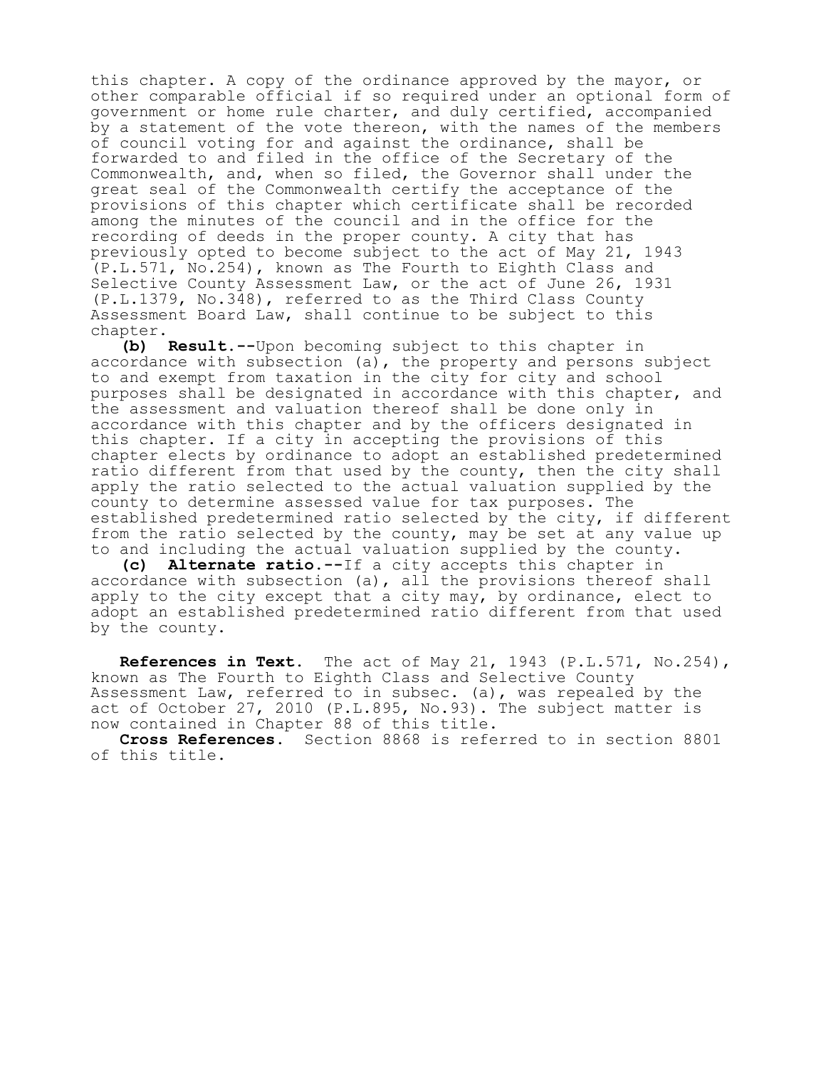this chapter. A copy of the ordinance approved by the mayor, or other comparable official if so required under an optional form of government or home rule charter, and duly certified, accompanied by a statement of the vote thereon, with the names of the members of council voting for and against the ordinance, shall be forwarded to and filed in the office of the Secretary of the Commonwealth, and, when so filed, the Governor shall under the great seal of the Commonwealth certify the acceptance of the provisions of this chapter which certificate shall be recorded among the minutes of the council and in the office for the recording of deeds in the proper county. A city that has previously opted to become subject to the act of May 21, 1943 (P.L.571, No.254), known as The Fourth to Eighth Class and Selective County Assessment Law, or the act of June 26, 1931 (P.L.1379, No.348), referred to as the Third Class County Assessment Board Law, shall continue to be subject to this chapter.

**(b) Result.--**Upon becoming subject to this chapter in accordance with subsection (a), the property and persons subject to and exempt from taxation in the city for city and school purposes shall be designated in accordance with this chapter, and the assessment and valuation thereof shall be done only in accordance with this chapter and by the officers designated in this chapter. If a city in accepting the provisions of this chapter elects by ordinance to adopt an established predetermined ratio different from that used by the county, then the city shall apply the ratio selected to the actual valuation supplied by the county to determine assessed value for tax purposes. The established predetermined ratio selected by the city, if different from the ratio selected by the county, may be set at any value up to and including the actual valuation supplied by the county.

**(c) Alternate ratio.--**If a city accepts this chapter in accordance with subsection (a), all the provisions thereof shall apply to the city except that a city may, by ordinance, elect to adopt an established predetermined ratio different from that used by the county.

**References in Text.** The act of May 21, 1943 (P.L.571, No.254), known as The Fourth to Eighth Class and Selective County Assessment Law, referred to in subsec. (a), was repealed by the act of October 27, 2010 (P.L.895, No.93). The subject matter is now contained in Chapter 88 of this title.

**Cross References.** Section 8868 is referred to in section 8801 of this title.